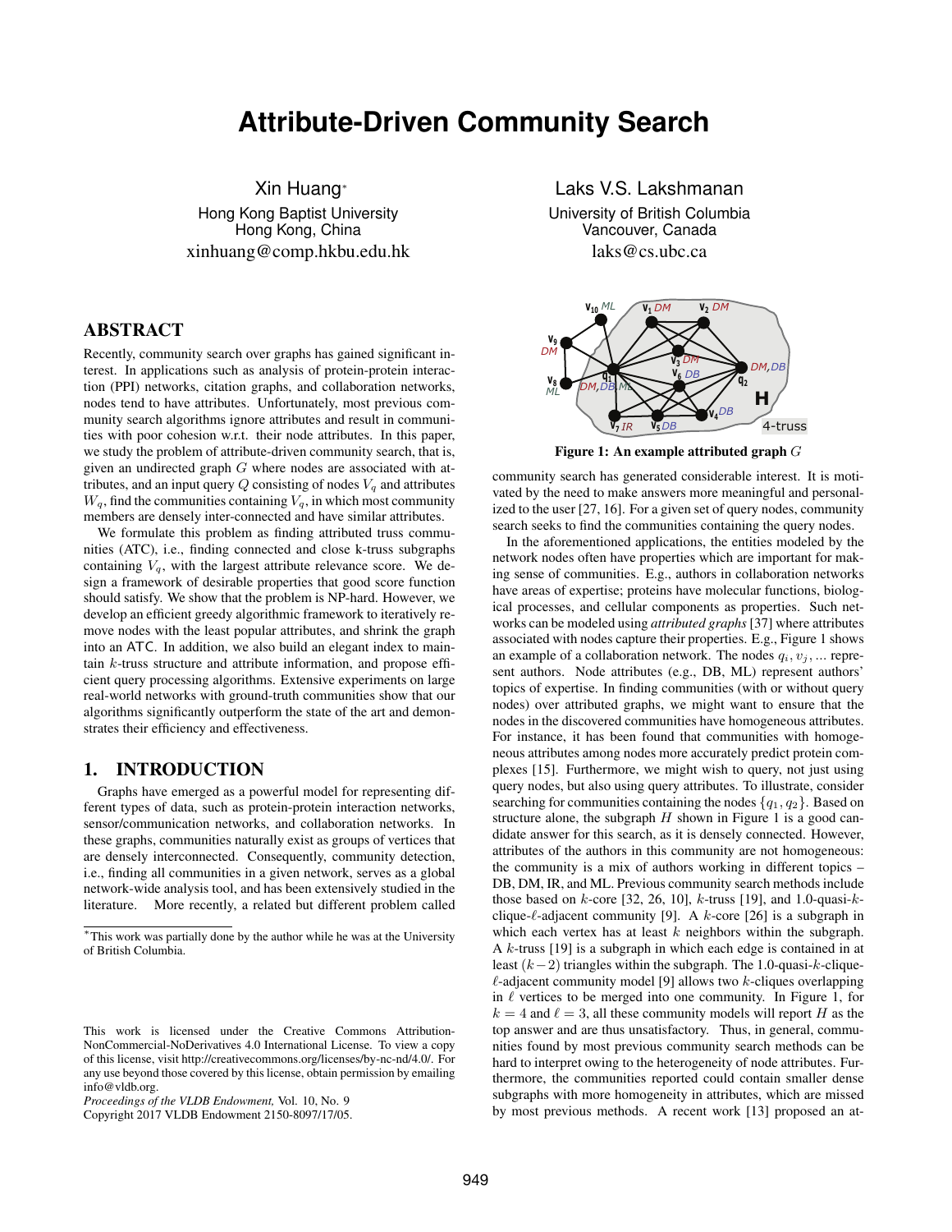# Attribute-Driven Community Search

Xin Huang[*]
Hong Kong Baptist University
Hong Kong, China
xinhuang@comp.hkbu.edu.hk

Laks V.S. Lakshmanan
University of British Columbia
Vancouver, Canada
laks@cs.ubc.ca

## ABSTRACT

Recently, community search over graphs has gained significant interest. In applications such as analysis of protein-protein interaction (PPI) networks, citation graphs, and collaboration networks, nodes tend to have attributes. Unfortunately, most previous community search algorithms ignore attributes and result in communities with poor cohesion w.r.t. their node attributes. In this paper, we study the problem of attribute-driven community search, that is, given an undirected graph $G$ where nodes are associated with attributes, and an input query $Q$ consisting of nodes $V_q$ and attributes $W_q$, find the communities containing $V_q$, in which most community members are densely inter-connected and have similar attributes.

We formulate this problem as finding attributed truss communities (ATC), i.e., finding connected and close k-truss subgraphs containing $V_q$, with the largest attribute relevance score. We design a framework of desirable properties that good score function should satisfy. We show that the problem is NP-hard. However, we develop an efficient greedy algorithmic framework to iteratively remove nodes with the least popular attributes, and shrink the graph into an ATC. In addition, we also build an elegant index to maintain $k$-truss structure and attribute information, and propose efficient query processing algorithms. Extensive experiments on large real-world networks with ground-truth communities show that our algorithms significantly outperform the state of the art and demonstrates their efficiency and effectiveness.

## 1. INTRODUCTION

Graphs have emerged as a powerful model for representing different types of data, such as protein-protein interaction networks, sensor/communication networks, and collaboration networks. In these graphs, communities naturally exist as groups of vertices that are densely interconnected. Consequently, community detection, i.e., finding all communities in a given network, serves as a global network-wide analysis tool, and has been extensively studied in the literature. More recently, a related but different problem called community search has generated considerable interest. It is motivated by the need to make answers more meaningful and personalized to the user [27, 16]. For a given set of query nodes, community search seeks to find the communities containing the query nodes.

[*]This work was partially done by the author while he was at the University of British Columbia.

This work is licensed under the Creative Commons Attribution-NonCommercial-NoDerivatives 4.0 International License. To view a copy of this license, visit http://creativecommons.org/licenses/by-nc-nd/4.0/. For any use beyond those covered by this license, obtain permission by emailing info@vldb.org.
*Proceedings of the VLDB Endowment,* Vol. 10, No. 9
Copyright 2017 VLDB Endowment 2150-8097/17/05.

**Figure 1: An example attributed graph $G$**

In the aforementioned applications, the entities modeled by the network nodes often have properties which are important for making sense of communities. E.g., authors in collaboration networks have areas of expertise; proteins have molecular functions, biological processes, and cellular components as properties. Such networks can be modeled using *attributed graphs* [37] where attributes associated with nodes capture their properties. E.g., Figure 1 shows an example of a collaboration network. The nodes $q_i, v_j, ...$ represent authors. Node attributes (e.g., DB, ML) represent authors' topics of expertise. In finding communities (with or without query nodes) over attributed graphs, we might want to ensure that the nodes in the discovered communities have homogeneous attributes. For instance, it has been found that communities with homogeneous attributes among nodes more accurately predict protein complexes [15]. Furthermore, we might wish to query, not just using query nodes, but also using query attributes. To illustrate, consider searching for communities containing the nodes $\{q_1, q_2\}$. Based on structure alone, the subgraph $H$ shown in Figure 1 is a good candidate answer for this search, as it is densely connected. However, attributes of the authors in this community are not homogeneous: the community is a mix of authors working in different topics – DB, DM, IR, and ML. Previous community search methods include those based on $k$-core [32, 26, 10], $k$-truss [19], and 1.0-quasi-$k$-clique-$\ell$-adjacent community [9]. A $k$-core [26] is a subgraph in which each vertex has at least $k$ neighbors within the subgraph. A $k$-truss [19] is a subgraph in which each edge is contained in at least $(k-2)$ triangles within the subgraph. The 1.0-quasi-$k$-clique-$\ell$-adjacent community model [9] allows two $k$-cliques overlapping in $\ell$ vertices to be merged into one community. In Figure 1, for $k = 4$ and $\ell = 3$, all these community models will report $H$ as the top answer and are thus unsatisfactory. Thus, in general, communities found by most previous community search methods can be hard to interpret owing to the heterogeneity of node attributes. Furthermore, the communities reported could contain smaller dense subgraphs with more homogeneity in attributes, which are missed by most previous methods. A recent work [13] proposed an at-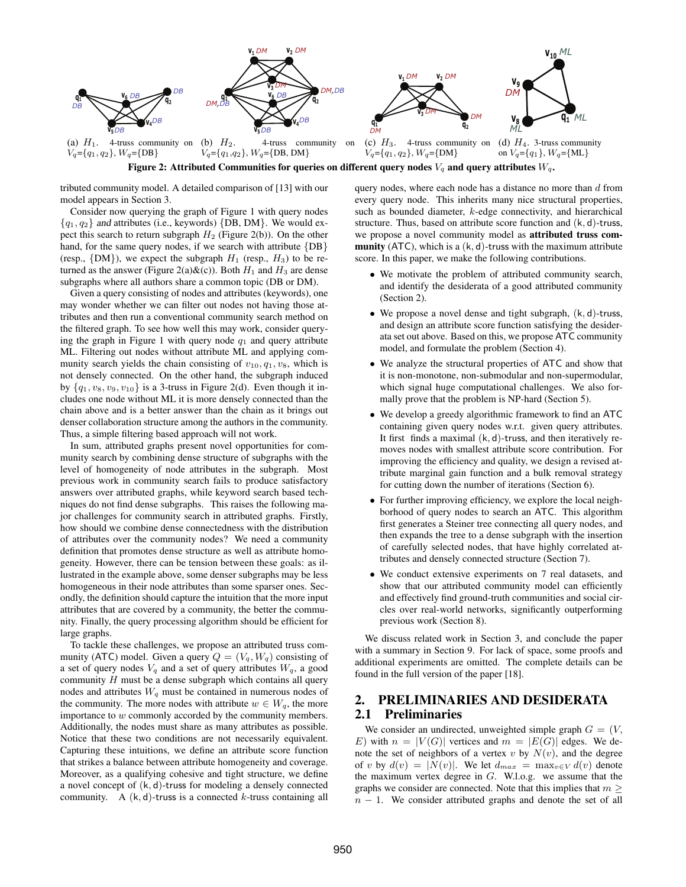(a) $H_1$. 4-truss community on $V_q$={$q_1, q_2$}, $W_q$={DB}

(b) $H_2$. 4-truss community on $V_q$={$q_1$,$q_2$}, $W_q$={DB, DM}

(c) $H_3$. 4-truss community on $V_q$={$q_1, q_2$}, $W_q$={DM}

(d) $H_4$. 3-truss community on $V_q$={$q_1$}, $W_q$={ML}

**Figure 2: Attributed Communities for queries on different query nodes $V_q$ and query attributes $W_q$.**

tributed community model. A detailed comparison of [13] with our model appears in Section 3.

Consider now querying the graph of Figure 1 with query nodes $\{q_1, q_2\}$ and attributes (i.e., keywords) {DB, DM}. We would expect this search to return subgraph $H_2$ (Figure 2(b)). On the other hand, for the same query nodes, if we search with attribute {DB} (resp., {DM}), we expect the subgraph $H_1$ (resp., $H_3$) to be returned as the answer (Figure 2(a)&(c)). Both $H_1$ and $H_3$ are dense subgraphs where all authors share a common topic (DB or DM).

Given a query consisting of nodes and attributes (keywords), one may wonder whether we can filter out nodes not having those attributes and then run a conventional community search method on the filtered graph. To see how well this may work, consider querying the graph in Figure 1 with query node $q_1$ and query attribute ML. Filtering out nodes without attribute ML and applying community search yields the chain consisting of $v_{10}, q_1, v_8$, which is not densely connected. On the other hand, the subgraph induced by $\{q_1, v_8, v_9, v_{10}\}$ is a 3-truss in Figure 2(d). Even though it includes one node without ML it is more densely connected than the chain above and is a better answer than the chain as it brings out denser collaboration structure among the authors in the community. Thus, a simple filtering based approach will not work.

In sum, attributed graphs present novel opportunities for community search by combining dense structure of subgraphs with the level of homogeneity of node attributes in the subgraph. Most previous work in community search fails to produce satisfactory answers over attributed graphs, while keyword search based techniques do not find dense subgraphs. This raises the following major challenges for community search in attributed graphs. Firstly, how should we combine dense connectedness with the distribution of attributes over the community nodes? We need a community definition that promotes dense structure as well as attribute homogeneity. However, there can be tension between these goals: as illustrated in the example above, some denser subgraphs may be less homogeneous in their node attributes than some sparser ones. Secondly, the definition should capture the intuition that the more input attributes that are covered by a community, the better the community. Finally, the query processing algorithm should be efficient for large graphs.

To tackle these challenges, we propose an attributed truss community (ATC) model. Given a query $Q = (V_q, W_q)$ consisting of a set of query nodes $V_q$ and a set of query attributes $W_q$, a good community $H$ must be a dense subgraph which contains all query nodes and attributes $W_q$ must be contained in numerous nodes of the community. The more nodes with attribute $w \in W_q$, the more importance to $w$ commonly accorded by the community members. Additionally, the nodes must share as many attributes as possible. Notice that these two conditions are not necessarily equivalent. Capturing these intuitions, we define an attribute score function that strikes a balance between attribute homogeneity and coverage. Moreover, as a qualifying cohesive and tight structure, we define a novel concept of (k, d)-truss for modeling a densely connected community. A (k, d)-truss is a connected $k$-truss containing all query nodes, where each node has a distance no more than $d$ from every query node. This inherits many nice structural properties, such as bounded diameter, $k$-edge connectivity, and hierarchical structure. Thus, based on attribute score function and (k, d)-truss, we propose a novel community model as **attributed truss community** (ATC), which is a (k, d)-truss with the maximum attribute score. In this paper, we make the following contributions.

- We motivate the problem of attributed community search, and identify the desiderata of a good attributed community (Section 2).
- We propose a novel dense and tight subgraph, (k, d)-truss, and design an attribute score function satisfying the desiderata set out above. Based on this, we propose ATC community model, and formulate the problem (Section 4).
- We analyze the structural properties of ATC and show that it is non-monotone, non-submodular and non-supermodular, which signal huge computational challenges. We also formally prove that the problem is NP-hard (Section 5).
- We develop a greedy algorithmic framework to find an ATC containing given query nodes w.r.t. given query attributes. It first finds a maximal (k, d)-truss, and then iteratively removes nodes with smallest attribute score contribution. For improving the efficiency and quality, we design a revised attribute marginal gain function and a bulk removal strategy for cutting down the number of iterations (Section 6).
- For further improving efficiency, we explore the local neighborhood of query nodes to search an ATC. This algorithm first generates a Steiner tree connecting all query nodes, and then expands the tree to a dense subgraph with the insertion of carefully selected nodes, that have highly correlated attributes and densely connected structure (Section 7).
- We conduct extensive experiments on 7 real datasets, and show that our attributed community model can efficiently and effectively find ground-truth communities and social circles over real-world networks, significantly outperforming previous work (Section 8).

We discuss related work in Section 3, and conclude the paper with a summary in Section 9. For lack of space, some proofs and additional experiments are omitted. The complete details can be found in the full version of the paper [18].

## 2. PRELIMINARIES AND DESIDERATA

### 2.1 Preliminaries

We consider an undirected, unweighted simple graph $G = (V, E)$ with $n = |V(G)|$ vertices and $m = |E(G)|$ edges. We denote the set of neighbors of a vertex $v$ by $N(v)$, and the degree of $v$ by $d(v) = |N(v)|$. We let $d_{max} = \max_{v \in V} d(v)$ denote the maximum vertex degree in $G$. W.l.o.g. we assume that the graphs we consider are connected. Note that this implies that $m \geq n - 1$. We consider attributed graphs and denote the set of all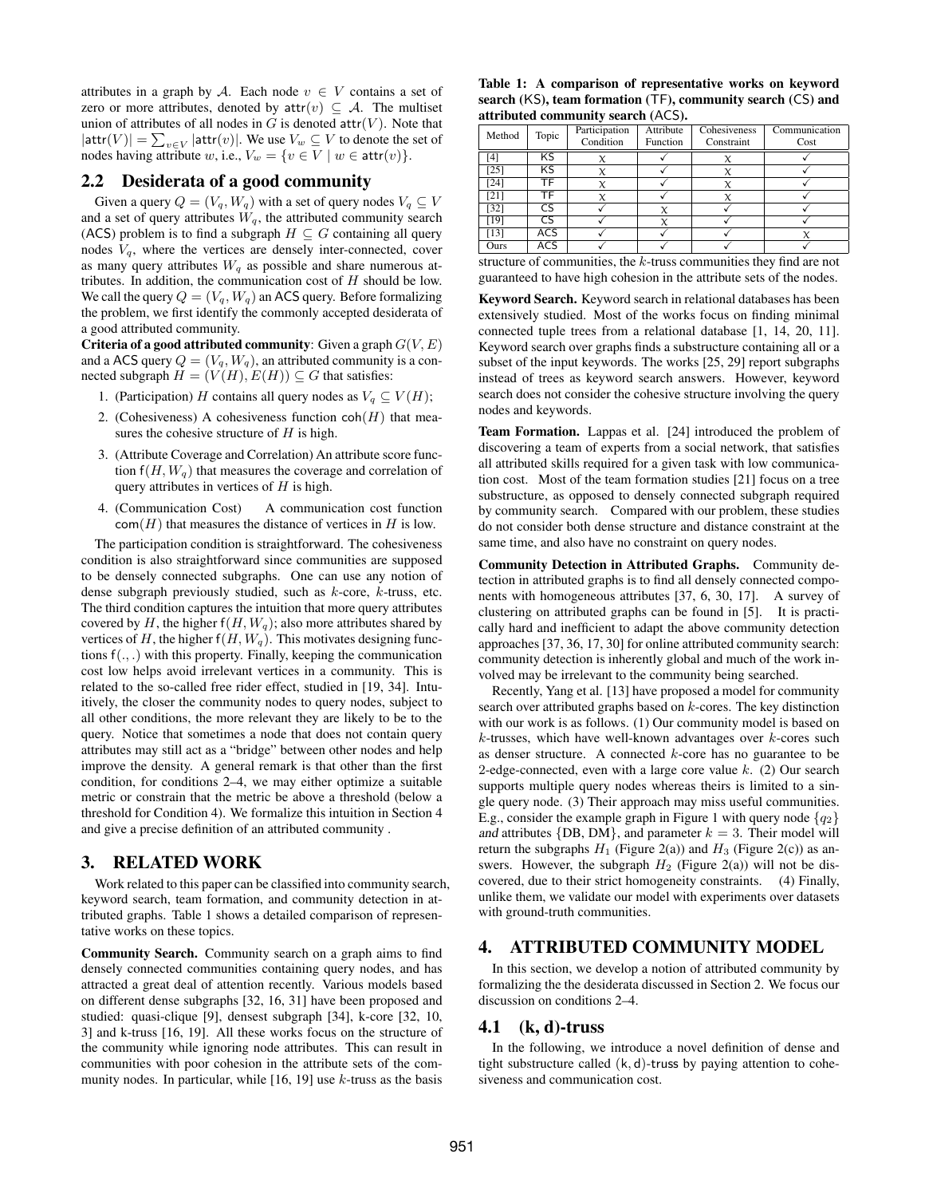attributes in a graph by $\mathcal{A}$. Each node $v \in V$ contains a set of zero or more attributes, denoted by $\mathsf{attr}(v) \subseteq \mathcal{A}$. The multiset union of attributes of all nodes in $G$ is denoted $\mathsf{attr}(V)$. Note that $|\mathsf{attr}(V)| = \sum_{v \in V} |\mathsf{attr}(v)|$. We use $V_w \subseteq V$ to denote the set of nodes having attribute $w$, i.e., $V_w = \{v \in V \mid w \in \mathsf{attr}(v)\}$.

## 2.2 Desiderata of a good community

Given a query $Q = (V_q, W_q)$ with a set of query nodes $V_q \subseteq V$ and a set of query attributes $W_q$, the attributed community search (ACS) problem is to find a subgraph $H \subseteq G$ containing all query nodes $V_q$, where the vertices are densely inter-connected, cover as many query attributes $W_q$ as possible and share numerous attributes. In addition, the communication cost of $H$ should be low. We call the query $Q = (V_q, W_q)$ an ACS query. Before formalizing the problem, we first identify the commonly accepted desiderata of a good attributed community.

**Criteria of a good attributed community**: Given a graph $G(V, E)$ and a ACS query $Q = (V_q, W_q)$, an attributed community is a connected subgraph $H = (V(H), E(H)) \subseteq G$ that satisfies:

1. (Participation) $H$ contains all query nodes as $V_q \subseteq V(H)$;
2. (Cohesiveness) A cohesiveness function $\mathsf{coh}(H)$ that measures the cohesive structure of $H$ is high.
3. (Attribute Coverage and Correlation) An attribute score function $\mathsf{f}(H, W_q)$ that measures the coverage and correlation of query attributes in vertices of $H$ is high.
4. (Communication Cost) A communication cost function $\mathsf{com}(H)$ that measures the distance of vertices in $H$ is low.

The participation condition is straightforward. The cohesiveness condition is also straightforward since communities are supposed to be densely connected subgraphs. One can use any notion of dense subgraph previously studied, such as $k$-core, $k$-truss, etc. The third condition captures the intuition that more query attributes covered by $H$, the higher $\mathsf{f}(H, W_q)$; also more attributes shared by vertices of $H$, the higher $\mathsf{f}(H, W_q)$. This motivates designing functions $\mathsf{f}(.,.)$ with this property. Finally, keeping the communication cost low helps avoid irrelevant vertices in a community. This is related to the so-called free rider effect, studied in [19, 34]. Intuitively, the closer the community nodes to query nodes, subject to all other conditions, the more relevant they are likely to be to the query. Notice that sometimes a node that does not contain query attributes may still act as a "bridge" between other nodes and help improve the density. A general remark is that other than the first condition, for conditions 2–4, we may either optimize a suitable metric or constrain that the metric be above a threshold (below a threshold for Condition 4). We formalize this intuition in Section 4 and give a precise definition of an attributed community .

# 3. RELATED WORK

Work related to this paper can be classified into community search, keyword search, team formation, and community detection in attributed graphs. Table 1 shows a detailed comparison of representative works on these topics.

**Community Search.** Community search on a graph aims to find densely connected communities containing query nodes, and has attracted a great deal of attention recently. Various models based on different dense subgraphs [32, 16, 31] have been proposed and studied: quasi-clique [9], densest subgraph [34], k-core [32, 10, 3] and k-truss [16, 19]. All these works focus on the structure of the community while ignoring node attributes. This can result in communities with poor cohesion in the attribute sets of the community nodes. In particular, while [16, 19] use $k$-truss as the basis structure of communities, the $k$-truss communities they find are not guaranteed to have high cohesion in the attribute sets of the nodes.

**Table 1: A comparison of representative works on keyword search (KS), team formation (TF), community search (CS) and attributed community search (ACS).**

| Method | Topic | Participation Condition | Attribute Function | Cohesiveness Constraint | Communication Cost |
|---|---|---|---|---|---|
| [4] | KS | χ | ✓ | χ | ✓ |
| [25] | KS | χ | ✓ | χ | ✓ |
| [24] | TF | χ | ✓ | χ | ✓ |
| [21] | TF | χ | ✓ | χ | ✓ |
| [32] | CS | ✓ | χ | ✓ | ✓ |
| [19] | CS | ✓ | χ | ✓ | ✓ |
| [13] | ACS | ✓ | ✓ | ✓ | χ |
| Ours | ACS | ✓ | ✓ | ✓ | ✓ |

**Keyword Search.** Keyword search in relational databases has been extensively studied. Most of the works focus on finding minimal connected tuple trees from a relational database [1, 14, 20, 11]. Keyword search over graphs finds a substructure containing all or a subset of the input keywords. The works [25, 29] report subgraphs instead of trees as keyword search answers. However, keyword search does not consider the cohesive structure involving the query nodes and keywords.

**Team Formation.** Lappas et al. [24] introduced the problem of discovering a team of experts from a social network, that satisfies all attributed skills required for a given task with low communication cost. Most of the team formation studies [21] focus on a tree substructure, as opposed to densely connected subgraph required by community search. Compared with our problem, these studies do not consider both dense structure and distance constraint at the same time, and also have no constraint on query nodes.

**Community Detection in Attributed Graphs.** Community detection in attributed graphs is to find all densely connected components with homogeneous attributes [37, 6, 30, 17]. A survey of clustering on attributed graphs can be found in [5]. It is practically hard and inefficient to adapt the above community detection approaches [37, 36, 17, 30] for online attributed community search: community detection is inherently global and much of the work involved may be irrelevant to the community being searched.

Recently, Yang et al. [13] have proposed a model for community search over attributed graphs based on $k$-cores. The key distinction with our work is as follows. (1) Our community model is based on $k$-trusses, which have well-known advantages over $k$-cores such as denser structure. A connected $k$-core has no guarantee to be 2-edge-connected, even with a large core value $k$. (2) Our search supports multiple query nodes whereas theirs is limited to a single query node. (3) Their approach may miss useful communities. E.g., consider the example graph in Figure 1 with query node $\{q_2\}$ and attributes {DB, DM}, and parameter $k = 3$. Their model will return the subgraphs $H_1$ (Figure 2(a)) and $H_3$ (Figure 2(c)) as answers. However, the subgraph $H_2$ (Figure 2(a)) will not be discovered, due to their strict homogeneity constraints. (4) Finally, unlike them, we validate our model with experiments over datasets with ground-truth communities.

# 4. ATTRIBUTED COMMUNITY MODEL

In this section, we develop a notion of attributed community by formalizing the the desiderata discussed in Section 2. We focus our discussion on conditions 2–4.

## 4.1 (k, d)-truss

In the following, we introduce a novel definition of dense and tight substructure called $(\mathsf{k}, \mathsf{d})$-truss by paying attention to cohesiveness and communication cost.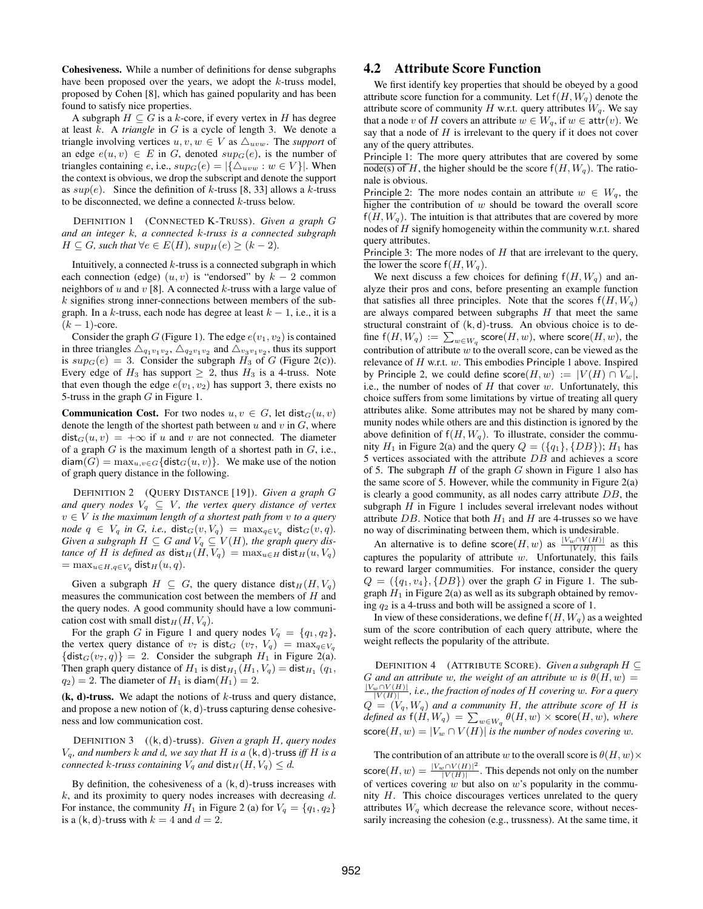**Cohesiveness.** While a number of definitions for dense subgraphs have been proposed over the years, we adopt the $k$-truss model, proposed by Cohen [8], which has gained popularity and has been found to satisfy nice properties.

A subgraph $H \subseteq G$ is a $k$-core, if every vertex in $H$ has degree at least $k$. A *triangle* in $G$ is a cycle of length 3. We denote a triangle involving vertices $u, v, w \in V$ as $\triangle_{uvw}$. The *support* of an edge $e(u, v) \in E$ in $G$, denoted $sup_G(e)$, is the number of triangles containing $e$, i.e., $sup_G(e) = |\{\triangle_{uvw} : w \in V\}|$. When the context is obvious, we drop the subscript and denote the support as $sup(e)$. Since the definition of $k$-truss [8, 33] allows a $k$-truss to be disconnected, we define a connected $k$-truss below.

DEFINITION 1 (CONNECTED K-TRUSS). *Given a graph $G$ and an integer $k$, a connected $k$-truss is a connected subgraph $H \subseteq G$, such that $\forall e \in E(H)$, $sup_H(e) \geq (k-2)$.*

Intuitively, a connected $k$-truss is a connected subgraph in which each connection (edge) $(u, v)$ is "endorsed" by $k-2$ common neighbors of $u$ and $v$ [8]. A connected $k$-truss with a large value of $k$ signifies strong inner-connections between members of the subgraph. In a $k$-truss, each node has degree at least $k-1$, i.e., it is a $(k-1)$-core.

Consider the graph $G$ (Figure 1). The edge $e(v_1, v_2)$ is contained in three triangles $\triangle_{q_1v_1v_2}$, $\triangle_{q_2v_1v_2}$ and $\triangle_{v_3v_1v_2}$, thus its support is $sup_G(e) = 3$. Consider the subgraph $H_3$ of $G$ (Figure 2(c)). Every edge of $H_3$ has support $\geq 2$, thus $H_3$ is a 4-truss. Note that even though the edge $e(v_1, v_2)$ has support 3, there exists no 5-truss in the graph $G$ in Figure 1.

**Communication Cost.** For two nodes $u, v \in G$, let $\mathsf{dist}_G(u, v)$ denote the length of the shortest path between $u$ and $v$ in $G$, where $\mathsf{dist}_G(u, v) = +\infty$ if $u$ and $v$ are not connected. The diameter of a graph $G$ is the maximum length of a shortest path in $G$, i.e., $\mathsf{diam}(G) = \max_{u,v \in G}\{\mathsf{dist}_G(u, v)\}$. We make use of the notion of graph query distance in the following.

DEFINITION 2 (QUERY DISTANCE [19]). *Given a graph $G$ and query nodes $V_q \subseteq V$, the vertex query distance of vertex $v \in V$ is the maximum length of a shortest path from $v$ to a query node $q \in V_q$ in $G$, i.e., $\mathsf{dist}_G(v, V_q) = \max_{q \in V_q} \mathsf{dist}_G(v, q)$. Given a subgraph $H \subseteq G$ and $V_q \subseteq V(H)$, the graph query distance of $H$ is defined as $\mathsf{dist}_H(H, V_q) = \max_{u \in H} \mathsf{dist}_H(u, V_q) = \max_{u \in H, q \in V_q} \mathsf{dist}_H(u, q)$.*

Given a subgraph $H \subseteq G$, the query distance $\mathsf{dist}_H(H, V_q)$ measures the communication cost between the members of $H$ and the query nodes. A good community should have a low communication cost with small $\mathsf{dist}_H(H, V_q)$.

For the graph $G$ in Figure 1 and query nodes $V_q = \{q_1, q_2\}$, the vertex query distance of $v_7$ is $\mathsf{dist}_G(v_7, V_q) = \max_{q \in V_q}\{\mathsf{dist}_G(v_7, q)\} = 2$. Consider the subgraph $H_1$ in Figure 2(a). Then graph query distance of $H_1$ is $\mathsf{dist}_{H_1}(H_1, V_q) = \mathsf{dist}_{H_1}(q_1, q_2) = 2$. The diameter of $H_1$ is $\mathsf{diam}(H_1) = 2$.

**(k, d)-truss.** We adapt the notions of $k$-truss and query distance, and propose a new notion of $(\mathsf{k}, \mathsf{d})$-truss capturing dense cohesiveness and low communication cost.

DEFINITION 3 ($(\mathsf{k}, \mathsf{d})$-truss). *Given a graph $H$, query nodes $V_q$, and numbers $k$ and $d$, we say that $H$ is a $(\mathsf{k}, \mathsf{d})$-truss iff $H$ is a connected $k$-truss containing $V_q$ and $\mathsf{dist}_H(H, V_q) \leq d$.*

By definition, the cohesiveness of a $(\mathsf{k}, \mathsf{d})$-truss increases with $k$, and its proximity to query nodes increases with decreasing $d$. For instance, the community $H_1$ in Figure 2 (a) for $V_q = \{q_1, q_2\}$ is a $(\mathsf{k}, \mathsf{d})$-truss with $k = 4$ and $d = 2$.

## 4.2 Attribute Score Function

We first identify key properties that should be obeyed by a good attribute score function for a community. Let $\mathsf{f}(H, W_q)$ denote the attribute score of community $H$ w.r.t. query attributes $W_q$. We say that a node $v$ of $H$ covers an attribute $w \in W_q$, if $w \in \mathsf{attr}(v)$. We say that a node of $H$ is irrelevant to the query if it does not cover any of the query attributes.

Principle 1: The more query attributes that are covered by some node(s) of $H$, the higher should be the score $\mathsf{f}(H, W_q)$. The rationale is obvious.

Principle 2: The more nodes contain an attribute $w \in W_q$, the higher the contribution of $w$ should be toward the overall score $\mathsf{f}(H, W_q)$. The intuition is that attributes that are covered by more nodes of $H$ signify homogeneity within the community w.r.t. shared query attributes.

Principle 3: The more nodes of $H$ that are irrelevant to the query, the lower the score $\mathsf{f}(H, W_q)$.

We next discuss a few choices for defining $\mathsf{f}(H, W_q)$ and analyze their pros and cons, before presenting an example function that satisfies all three principles. Note that the scores $\mathsf{f}(H, W_q)$ are always compared between subgraphs $H$ that meet the same structural constraint of $(\mathsf{k}, \mathsf{d})$-truss. An obvious choice is to define $\mathsf{f}(H, W_q) := \sum_{w \in W_q} \mathsf{score}(H, w)$, where $\mathsf{score}(H, w)$, the contribution of attribute $w$ to the overall score, can be viewed as the relevance of $H$ w.r.t. $w$. This embodies Principle 1 above. Inspired by Principle 2, we could define $\mathsf{score}(H, w) := |V(H) \cap V_w|$, i.e., the number of nodes of $H$ that cover $w$. Unfortunately, this choice suffers from some limitations by virtue of treating all query attributes alike. Some attributes may not be shared by many community nodes while others are and this distinction is ignored by the above definition of $\mathsf{f}(H, W_q)$. To illustrate, consider the community $H_1$ in Figure 2(a) and the query $Q = (\{q_1\}, \{DB\})$; $H_1$ has 5 vertices associated with the attribute $DB$ and achieves a score of 5. The subgraph $H$ of the graph $G$ shown in Figure 1 also has the same score of 5. However, while the community in Figure 2(a) is clearly a good community, as all nodes carry attribute $DB$, the subgraph $H$ in Figure 1 includes several irrelevant nodes without attribute $DB$. Notice that both $H_1$ and $H$ are 4-trusses so we have no way of discriminating between them, which is undesirable.

An alternative is to define $\mathsf{score}(H, w)$ as $\frac{|V_w \cap V(H)|}{|V(H)|}$ as this captures the popularity of attribute $w$. Unfortunately, this fails to reward larger communities. For instance, consider the query $Q = (\{q_1, v_4\}, \{DB\})$ over the graph $G$ in Figure 1. The subgraph $H_1$ in Figure 2(a) as well as its subgraph obtained by removing $q_2$ is a 4-truss and both will be assigned a score of 1.

In view of these considerations, we define $\mathsf{f}(H, W_q)$ as a weighted sum of the score contribution of each query attribute, where the weight reflects the popularity of the attribute.

DEFINITION 4 (ATTRIBUTE SCORE). *Given a subgraph $H \subseteq G$ and an attribute $w$, the weight of an attribute $w$ is $\theta(H, w) = \frac{|V_w \cap V(H)|}{|V(H)|}$, i.e., the fraction of nodes of $H$ covering $w$. For a query $Q = (V_q, W_q)$ and a community $H$, the attribute score of $H$ is defined as $\mathsf{f}(H, W_q) = \sum_{w \in W_q} \theta(H, w) \times \mathsf{score}(H, w)$, where $\mathsf{score}(H, w) = |V_w \cap V(H)|$ is the number of nodes covering $w$.*

The contribution of an attribute $w$ to the overall score is $\theta(H, w) \times \mathsf{score}(H, w) = \frac{|V_w \cap V(H)|^2}{|V(H)|}$. This depends not only on the number of vertices covering $w$ but also on $w$'s popularity in the community $H$. This choice discourages vertices unrelated to the query attributes $W_q$ which decrease the relevance score, without necessarily increasing the cohesion (e.g., trussness). At the same time, it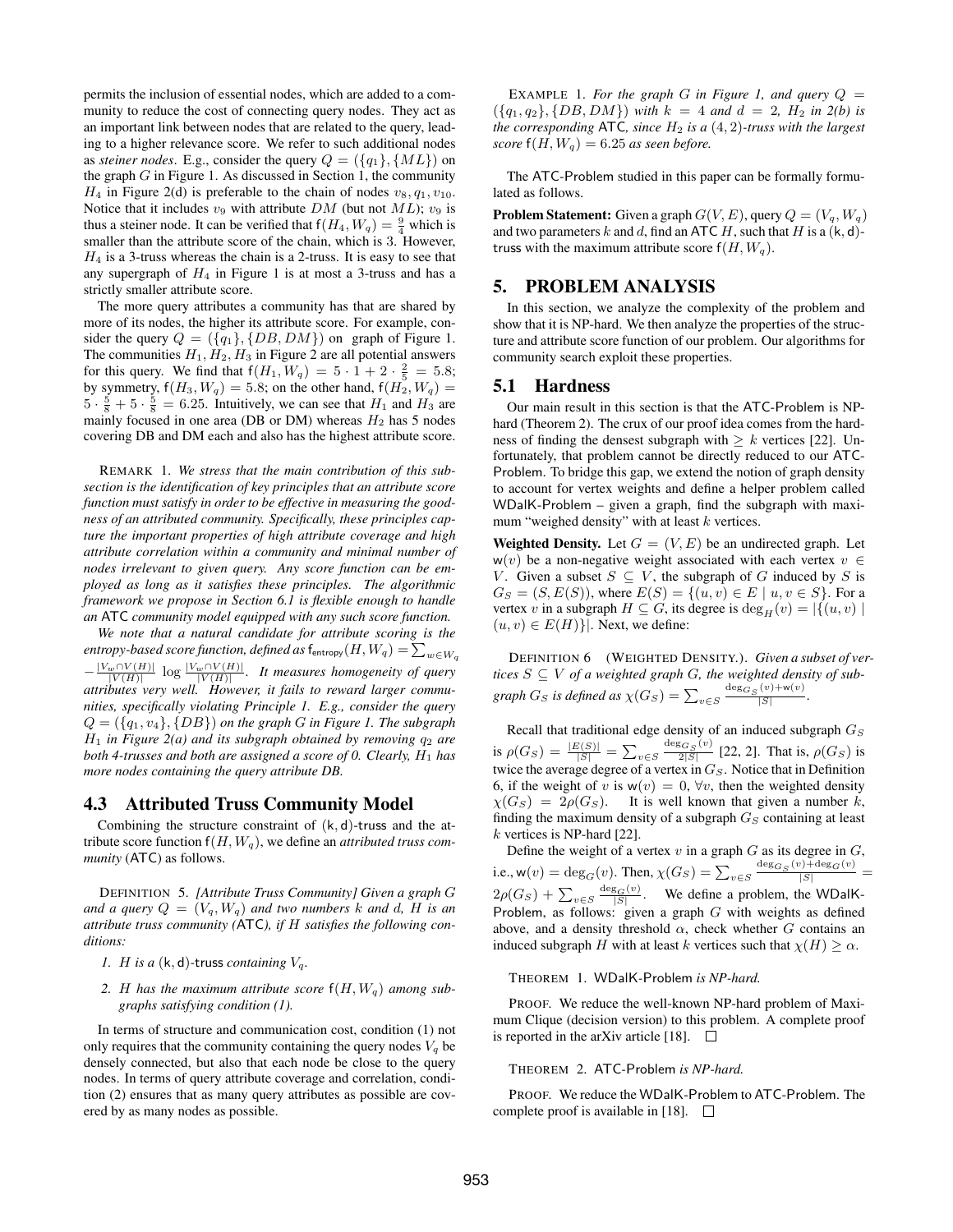permits the inclusion of essential nodes, which are added to a community to reduce the cost of connecting query nodes. They act as an important link between nodes that are related to the query, leading to a higher relevance score. We refer to such additional nodes as *steiner nodes*. E.g., consider the query $Q = (\{q_1\}, \{ML\})$ on the graph $G$ in Figure 1. As discussed in Section 1, the community $H_4$ in Figure 2(d) is preferable to the chain of nodes $v_8, q_1, v_{10}$. Notice that it includes $v_9$ with attribute $DM$ (but not $ML$); $v_9$ is thus a steiner node. It can be verified that $\mathsf{f}(H_4, W_q) = \frac{9}{4}$ which is smaller than the attribute score of the chain, which is 3. However, $H_4$ is a 3-truss whereas the chain is a 2-truss. It is easy to see that any supergraph of $H_4$ in Figure 1 is at most a 3-truss and has a strictly smaller attribute score.

The more query attributes a community has that are shared by more of its nodes, the higher its attribute score. For example, consider the query $Q = (\{q_1\}, \{DB, DM\})$ on graph of Figure 1. The communities $H_1, H_2, H_3$ in Figure 2 are all potential answers for this query. We find that $\mathsf{f}(H_1, W_q) = 5 \cdot 1 + 2 \cdot \frac{2}{5} = 5.8$; by symmetry, $\mathsf{f}(H_3, W_q) = 5.8$; on the other hand, $\mathsf{f}(H_2, W_q) = 5 \cdot \frac{5}{8} + 5 \cdot \frac{5}{8} = 6.25$. Intuitively, we can see that $H_1$ and $H_3$ are mainly focused in one area (DB or DM) whereas $H_2$ has 5 nodes covering DB and DM each and also has the highest attribute score.

REMARK 1. *We stress that the main contribution of this subsection is the identification of key principles that an attribute score function must satisfy in order to be effective in measuring the goodness of an attributed community. Specifically, these principles capture the important properties of high attribute coverage and high attribute correlation within a community and minimal number of nodes irrelevant to given query. Any score function can be employed as long as it satisfies these principles. The algorithmic framework we propose in Section 6.1 is flexible enough to handle an* ATC *community model equipped with any such score function.*

*We note that a natural candidate for attribute scoring is the entropy-based score function, defined as* $\mathsf{f}_{\mathsf{entropy}}(H, W_q) = \sum_{w \in W_q} -\frac{|V_w \cap V(H)|}{|V(H)|} \log \frac{|V_w \cap V(H)|}{|V(H)|}$. *It measures homogeneity of query attributes very well. However, it fails to reward larger communities, specifically violating Principle 1. E.g., consider the query* $Q = (\{q_1, v_4\}, \{DB\})$ *on the graph* $G$ *in Figure 1. The subgraph* $H_1$ *in Figure 2(a) and its subgraph obtained by removing* $q_2$ *are both 4-trusses and both are assigned a score of 0. Clearly,* $H_1$ *has more nodes containing the query attribute* **DB**.

## 4.3 Attributed Truss Community Model

Combining the structure constraint of $(\mathsf{k}, \mathsf{d})$-truss and the attribute score function $\mathsf{f}(H, W_q)$, we define an *attributed truss community* (ATC) as follows.

DEFINITION 5. *[Attribute Truss Community] Given a graph $G$ and a query $Q = (V_q, W_q)$ and two numbers $k$ and $d$, $H$ is an attribute truss community (*ATC*), if $H$ satisfies the following conditions:*

1. *$H$ is a $(\mathsf{k}, \mathsf{d})$-truss containing $V_q$.*
2. *$H$ has the maximum attribute score $\mathsf{f}(H, W_q)$ among subgraphs satisfying condition (1).*

In terms of structure and communication cost, condition (1) not only requires that the community containing the query nodes $V_q$ be densely connected, but also that each node be close to the query nodes. In terms of query attribute coverage and correlation, condition (2) ensures that as many query attributes as possible are covered by as many nodes as possible.

EXAMPLE 1. *For the graph $G$ in Figure 1, and query $Q = (\{q_1, q_2\}, \{DB, DM\})$ with $k = 4$ and $d = 2$, $H_2$ in 2(b) is the corresponding* ATC*, since $H_2$ is a $(4, 2)$-truss with the largest score $\mathsf{f}(H, W_q) = 6.25$ as seen before.*

The ATC-Problem studied in this paper can be formally formulated as follows.

**Problem Statement:** Given a graph $G(V, E)$, query $Q = (V_q, W_q)$ and two parameters $k$ and $d$, find an ATC $H$, such that $H$ is a $(\mathsf{k}, \mathsf{d})$-truss with the maximum attribute score $\mathsf{f}(H, W_q)$.

# 5. PROBLEM ANALYSIS

In this section, we analyze the complexity of the problem and show that it is NP-hard. We then analyze the properties of the structure and attribute score function of our problem. Our algorithms for community search exploit these properties.

## 5.1 Hardness

Our main result in this section is that the ATC-Problem is NP-hard (Theorem 2). The crux of our proof idea comes from the hardness of finding the densest subgraph with $\geq k$ vertices [22]. Unfortunately, that problem cannot be directly reduced to our ATC-Problem. To bridge this gap, we extend the notion of graph density to account for vertex weights and define a helper problem called WDalK-Problem – given a graph, find the subgraph with maximum "weighed density" with at least $k$ vertices.

**Weighted Density.** Let $G = (V, E)$ be an undirected graph. Let $\mathsf{w}(v)$ be a non-negative weight associated with each vertex $v \in V$. Given a subset $S \subseteq V$, the subgraph of $G$ induced by $S$ is $G_S = (S, E(S))$, where $E(S) = \{(u, v) \in E \mid u, v \in S\}$. For a vertex $v$ in a subgraph $H \subseteq G$, its degree is $\deg_H(v) = |\{(u, v) \mid (u, v) \in E(H)\}|$. Next, we define:

DEFINITION 6 (WEIGHTED DENSITY.). *Given a subset of vertices $S \subseteq V$ of a weighted graph $G$, the weighted density of subgraph $G_S$ is defined as $\chi(G_S) = \sum_{v \in S} \frac{\deg_{G_S}(v) + \mathsf{w}(v)}{|S|}$.*

Recall that traditional edge density of an induced subgraph $G_S$ is $\rho(G_S) = \frac{|E(S)|}{|S|} = \sum_{v \in S} \frac{\deg_{G_S}(v)}{2|S|}$ [22, 2]. That is, $\rho(G_S)$ is twice the average degree of a vertex in $G_S$. Notice that in Definition 6, if the weight of $v$ is $\mathsf{w}(v) = 0$, $\forall v$, then the weighted density $\chi(G_S) = 2\rho(G_S)$. It is well known that given a number $k$, finding the maximum density of a subgraph $G_S$ containing at least $k$ vertices is NP-hard [22].

Define the weight of a vertex $v$ in a graph $G$ as its degree in $G$, i.e., $\mathsf{w}(v) = \deg_G(v)$. Then, $\chi(G_S) = \sum_{v \in S} \frac{\deg_{G_S}(v) + \deg_G(v)}{|S|} = 2\rho(G_S) + \sum_{v \in S} \frac{\deg_G(v)}{|S|}$. We define a problem, the WDalK-Problem, as follows: given a graph $G$ with weights as defined above, and a density threshold $\alpha$, check whether $G$ contains an induced subgraph $H$ with at least $k$ vertices such that $\chi(H) \geq \alpha$.

THEOREM 1. *WDalK-Problem is NP-hard.*

PROOF. We reduce the well-known NP-hard problem of Maximum Clique (decision version) to this problem. A complete proof is reported in the arXiv article [18]. □

THEOREM 2. *ATC-Problem is NP-hard.*

PROOF. We reduce the WDalK-Problem to ATC-Problem. The complete proof is available in [18]. □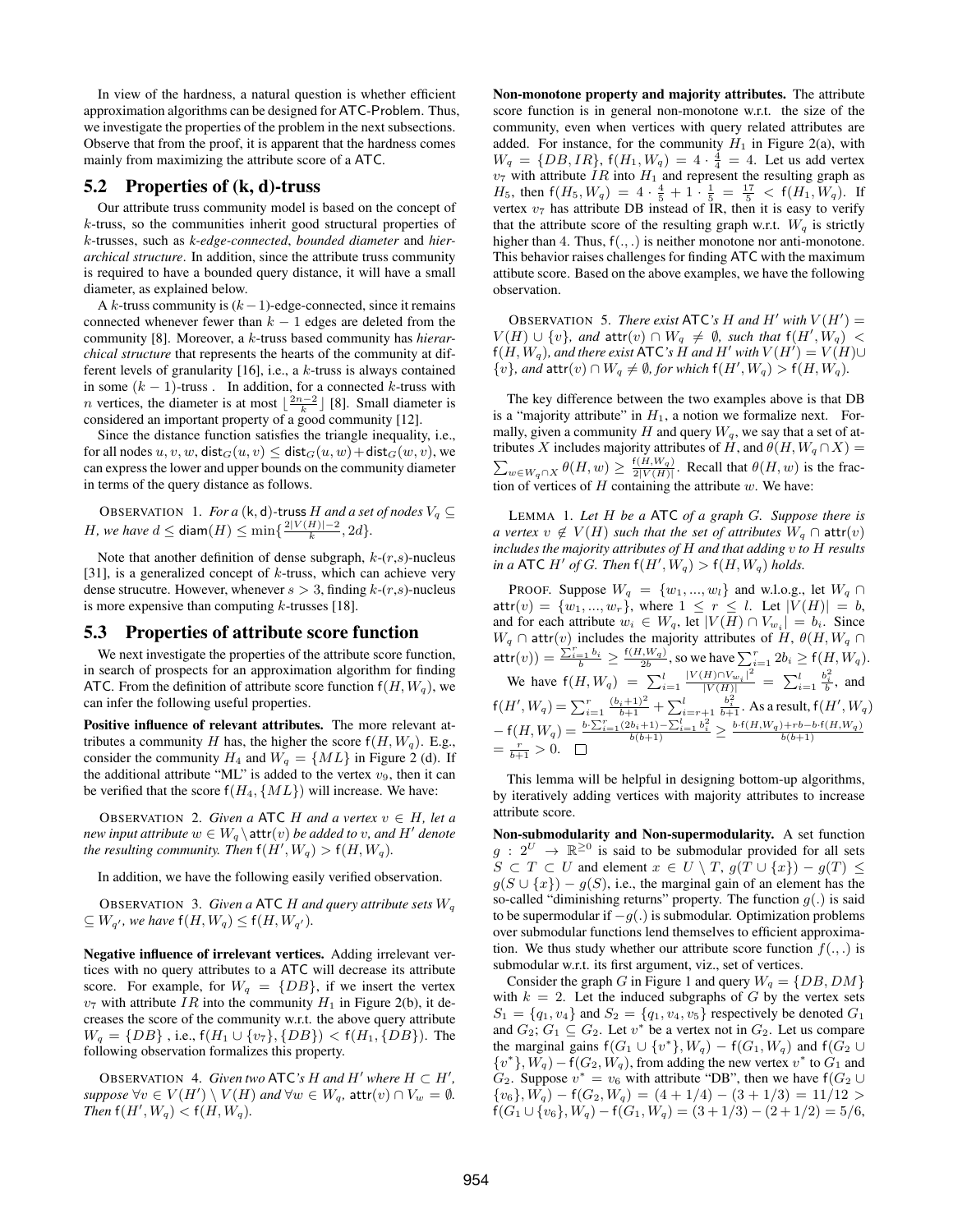In view of the hardness, a natural question is whether efficient approximation algorithms can be designed for ATC-Problem. Thus, we investigate the properties of the problem in the next subsections. Observe that from the proof, it is apparent that the hardness comes mainly from maximizing the attribute score of a ATC.

## 5.2 Properties of (k, d)-truss

Our attribute truss community model is based on the concept of $k$-truss, so the communities inherit good structural properties of $k$-trusses, such as *k-edge-connected*, *bounded diameter* and *hierarchical structure*. In addition, since the attribute truss community is required to have a bounded query distance, it will have a small diameter, as explained below.

A $k$-truss community is $(k-1)$-edge-connected, since it remains connected whenever fewer than $k-1$ edges are deleted from the community [8]. Moreover, a $k$-truss based community has *hierarchical structure* that represents the hearts of the community at different levels of granularity [16], i.e., a $k$-truss is always contained in some $(k-1)$-truss . In addition, for a connected $k$-truss with $n$ vertices, the diameter is at most $\lfloor \frac{2n-2}{k} \rfloor$ [8]. Small diameter is considered an important property of a good community [12].

Since the distance function satisfies the triangle inequality, i.e., for all nodes $u, v, w$, $\mathsf{dist}_G(u, v) \leq \mathsf{dist}_G(u, w) + \mathsf{dist}_G(w, v)$, we can express the lower and upper bounds on the community diameter in terms of the query distance as follows.

OBSERVATION 1. *For a* (k, d)-truss $H$ *and a set of nodes* $V_q \subseteq H$*, we have* $d \leq \mathsf{diam}(H) \leq \min\{\frac{2|V(H)|-2}{k}, 2d\}$.

Note that another definition of dense subgraph, $k$-$(r,s)$-nucleus [31], is a generalized concept of $k$-truss, which can achieve very dense strucutre. However, whenever $s > 3$, finding $k$-$(r,s)$-nucleus is more expensive than computing $k$-trusses [18].

## 5.3 Properties of attribute score function

We next investigate the properties of the attribute score function, in search of prospects for an approximation algorithm for finding ATC. From the definition of attribute score function $\mathsf{f}(H, W_q)$, we can infer the following useful properties.

**Positive influence of relevant attributes.** The more relevant attributes a community $H$ has, the higher the score $\mathsf{f}(H, W_q)$. E.g., consider the community $H_4$ and $W_q = \{ML\}$ in Figure 2 (d). If the additional attribute "ML" is added to the vertex $v_9$, then it can be verified that the score $\mathsf{f}(H_4, \{ML\})$ will increase. We have:

OBSERVATION 2. *Given a* ATC $H$ *and a vertex* $v \in H$*, let a new input attribute* $w \in W_q \setminus \mathsf{attr}(v)$ *be added to* $v$*, and* $H'$ *denote the resulting community. Then* $\mathsf{f}(H', W_q) > \mathsf{f}(H, W_q)$.

In addition, we have the following easily verified observation.

OBSERVATION 3. *Given a* ATC $H$ *and query attribute sets* $W_q \subseteq W_{q'}$*, we have* $\mathsf{f}(H, W_q) \leq \mathsf{f}(H, W_{q'})$.

**Negative influence of irrelevant vertices.** Adding irrelevant vertices with no query attributes to a ATC will decrease its attribute score. For example, for $W_q = \{DB\}$, if we insert the vertex $v_7$ with attribute $IR$ into the community $H_1$ in Figure 2(b), it decreases the score of the community w.r.t. the above query attribute $W_q = \{DB\}$ , i.e., $\mathsf{f}(H_1 \cup \{v_7\}, \{DB\}) < \mathsf{f}(H_1, \{DB\})$. The following observation formalizes this property.

OBSERVATION 4. *Given two* ATC*'s* $H$ *and* $H'$ *where* $H \subset H'$*, suppose* $\forall v \in V(H') \setminus V(H)$ *and* $\forall w \in W_q$*,* $\mathsf{attr}(v) \cap V_w = \emptyset$*. Then* $\mathsf{f}(H', W_q) < \mathsf{f}(H, W_q)$.

**Non-monotone property and majority attributes.** The attribute score function is in general non-monotone w.r.t. the size of the community, even when vertices with query related attributes are added. For instance, for the community $H_1$ in Figure 2(a), with $W_q = \{DB, IR\}$, $\mathsf{f}(H_1, W_q) = 4 \cdot \frac{4}{4} = 4$. Let us add vertex $v_7$ with attribute $IR$ into $H_1$ and represent the resulting graph as $H_5$, then $\mathsf{f}(H_5, W_q) = 4 \cdot \frac{4}{5} + 1 \cdot \frac{1}{5} = \frac{17}{5} < \mathsf{f}(H_1, W_q)$. If vertex $v_7$ has attribute DB instead of IR, then it is easy to verify that the attribute score of the resulting graph w.r.t. $W_q$ is strictly higher than 4. Thus, $\mathsf{f}(.,.)$ is neither monotone nor anti-monotone. This behavior raises challenges for finding ATC with the maximum attibute score. Based on the above examples, we have the following observation.

OBSERVATION 5. *There exist* ATC*'s* $H$ *and* $H'$ *with* $V(H') = V(H) \cup \{v\}$*, and* $\mathsf{attr}(v) \cap W_q \neq \emptyset$*, such that* $\mathsf{f}(H', W_q) < \mathsf{f}(H, W_q)$*, and there exist* ATC*'s* $H$ *and* $H'$ *with* $V(H') = V(H) \cup \{v\}$*, and* $\mathsf{attr}(v) \cap W_q \neq \emptyset$*, for which* $\mathsf{f}(H', W_q) > \mathsf{f}(H, W_q)$.

The key difference between the two examples above is that DB is a "majority attribute" in $H_1$, a notion we formalize next. Formally, given a community $H$ and query $W_q$, we say that a set of attributes $X$ includes majority attributes of $H$, and $\theta(H, W_q \cap X) = \sum_{w \in W_q \cap X} \theta(H, w) \geq \frac{\mathsf{f}(H, W_q)}{2|V(H)|}$. Recall that $\theta(H, w)$ is the fraction of vertices of $H$ containing the attribute $w$. We have:

LEMMA 1. *Let* $H$ *be a* ATC *of a graph* $G$*. Suppose there is a vertex* $v \notin V(H)$ *such that the set of attributes* $W_q \cap \mathsf{attr}(v)$ *includes the majority attributes of* $H$ *and that adding* $v$ *to* $H$ *results in a* ATC $H'$ *of* $G$*. Then* $\mathsf{f}(H', W_q) > \mathsf{f}(H, W_q)$ *holds.*

PROOF. Suppose $W_q = \{w_1, ..., w_l\}$ and w.l.o.g., let $W_q \cap \mathsf{attr}(v) = \{w_1, ..., w_r\}$, where $1 \leq r \leq l$. Let $|V(H)| = b$, and for each attribute $w_i \in W_q$, let $|V(H) \cap V_{w_i}| = b_i$. Since $W_q \cap \mathsf{attr}(v)$ includes the majority attributes of $H$, $\theta(H, W_q \cap \mathsf{attr}(v)) = \frac{\sum_{i=1}^{r} b_i}{b} \geq \frac{\mathsf{f}(H, W_q)}{2b}$, so we have $\sum_{i=1}^{r} 2b_i \geq \mathsf{f}(H, W_q)$.

We have $\mathsf{f}(H, W_q) = \sum_{i=1}^{l} \frac{|V(H) \cap V_{w_i}|^2}{|V(H)|} = \sum_{i=1}^{l} \frac{b_i^2}{b}$, and $\mathsf{f}(H', W_q) = \sum_{i=1}^{r} \frac{(b_i+1)^2}{b+1} + \sum_{i=r+1}^{l} \frac{b_i^2}{b+1}$. As a result, $\mathsf{f}(H', W_q) - \mathsf{f}(H, W_q) = \frac{b \cdot \sum_{i=1}^{r}(2b_i+1) - \sum_{i=1}^{l} b_i^2}{b(b+1)} \geq \frac{b \cdot \mathsf{f}(H, W_q) + rb - b \cdot \mathsf{f}(H, W_q)}{b(b+1)} = \frac{r}{b+1} > 0$. $\square$

This lemma will be helpful in designing bottom-up algorithms, by iteratively adding vertices with majority attributes to increase attribute score.

**Non-submodularity and Non-supermodularity.** A set function $g : 2^U \to \mathbb{R}^{\geq 0}$ is said to be submodular provided for all sets $S \subset T \subset U$ and element $x \in U \setminus T$, $g(T \cup \{x\}) - g(T) \leq g(S \cup \{x\}) - g(S)$, i.e., the marginal gain of an element has the so-called "diminishing returns" property. The function $g(.)$ is said to be supermodular if $-g(.)$ is submodular. Optimization problems over submodular functions lend themselves to efficient approximation. We thus study whether our attribute score function $f(.,.)$ is submodular w.r.t. its first argument, viz., set of vertices.

Consider the graph $G$ in Figure 1 and query $W_q = \{DB, DM\}$ with $k = 2$. Let the induced subgraphs of $G$ by the vertex sets $S_1 = \{q_1, v_4\}$ and $S_2 = \{q_1, v_4, v_5\}$ respectively be denoted $G_1$ and $G_2$; $G_1 \subseteq G_2$. Let $v^*$ be a vertex not in $G_2$. Let us compare the marginal gains $\mathsf{f}(G_1 \cup \{v^*\}, W_q) - \mathsf{f}(G_1, W_q)$ and $\mathsf{f}(G_2 \cup \{v^*\}, W_q) - \mathsf{f}(G_2, W_q)$, from adding the new vertex $v^*$ to $G_1$ and $G_2$. Suppose $v^* = v_6$ with attribute "DB", then we have $\mathsf{f}(G_2 \cup \{v_6\}, W_q) - \mathsf{f}(G_2, W_q) = (4 + 1/4) - (3 + 1/3) = 11/12 > \mathsf{f}(G_1 \cup \{v_6\}, W_q) - \mathsf{f}(G_1, W_q) = (3 + 1/3) - (2 + 1/2) = 5/6$,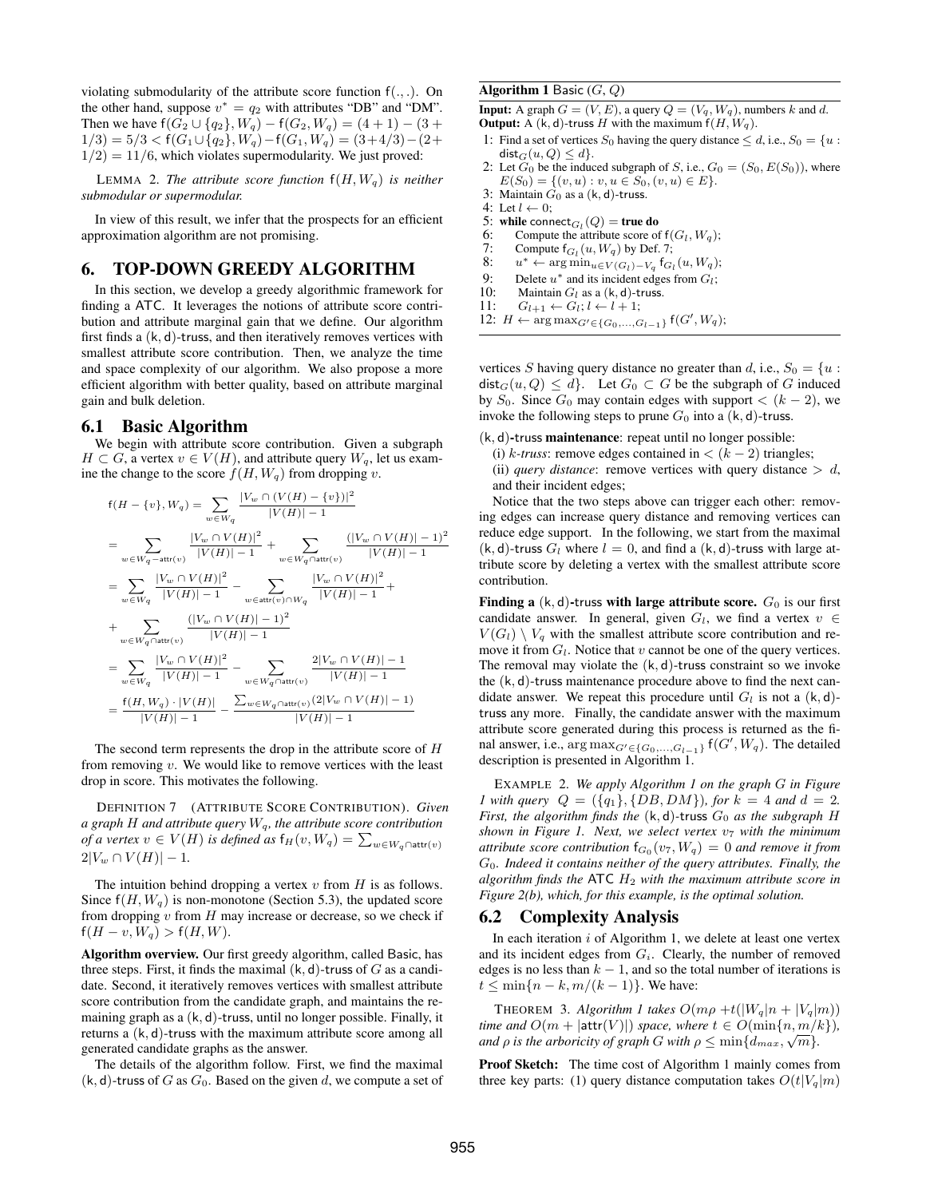violating submodularity of the attribute score function $\mathsf{f}(.,.)$. On the other hand, suppose $v^* = q_2$ with attributes "DB" and "DM". Then we have $\mathsf{f}(G_2 \cup \{q_2\}, W_q) - \mathsf{f}(G_2, W_q) = (4+1) - (3 + 1/3) = 5/3 < \mathsf{f}(G_1 \cup \{q_2\}, W_q) - \mathsf{f}(G_1, W_q) = (3+4/3) - (2 + 1/2) = 11/6$, which violates supermodularity. We just proved:

LEMMA 2. *The attribute score function $\mathsf{f}(H, W_q)$ is neither submodular or supermodular.*

In view of this result, we infer that the prospects for an efficient approximation algorithm are not promising.

# 6. TOP-DOWN GREEDY ALGORITHM

In this section, we develop a greedy algorithmic framework for finding a ATC. It leverages the notions of attribute score contribution and attribute marginal gain that we define. Our algorithm first finds a (k, d)-truss, and then iteratively removes vertices with smallest attribute score contribution. Then, we analyze the time and space complexity of our algorithm. We also propose a more efficient algorithm with better quality, based on attribute marginal gain and bulk deletion.

## 6.1 Basic Algorithm

We begin with attribute score contribution. Given a subgraph $H \subset G$, a vertex $v \in V(H)$, and attribute query $W_q$, let us examine the change to the score $f(H, W_q)$ from dropping $v$.

$$
\begin{aligned}
&\mathsf{f}(H - \{v\}, W_q) = \sum_{w \in W_q} \frac{|V_w \cap (V(H) - \{v\})|^2}{|V(H)| - 1} \\
&= \sum_{w \in W_q - \mathsf{attr}(v)} \frac{|V_w \cap V(H)|^2}{|V(H)| - 1} + \sum_{w \in W_q \cap \mathsf{attr}(v)} \frac{(|V_w \cap V(H)| - 1)^2}{|V(H)| - 1} \\
&= \sum_{w \in W_q} \frac{|V_w \cap V(H)|^2}{|V(H)| - 1} - \sum_{w \in \mathsf{attr}(v) \cap W_q} \frac{|V_w \cap V(H)|^2}{|V(H)| - 1} + \\
&+ \sum_{w \in W_q \cap \mathsf{attr}(v)} \frac{(|V_w \cap V(H)| - 1)^2}{|V(H)| - 1} \\
&= \sum_{w \in W_q} \frac{|V_w \cap V(H)|^2}{|V(H)| - 1} - \sum_{w \in W_q \cap \mathsf{attr}(v)} \frac{2|V_w \cap V(H)| - 1}{|V(H)| - 1} \\
&= \frac{\mathsf{f}(H, W_q) \cdot |V(H)|}{|V(H)| - 1} - \frac{\sum_{w \in W_q \cap \mathsf{attr}(v)} (2|V_w \cap V(H)| - 1)}{|V(H)| - 1}
\end{aligned}
$$

The second term represents the drop in the attribute score of $H$ from removing $v$. We would like to remove vertices with the least drop in score. This motivates the following.

DEFINITION 7 (ATTRIBUTE SCORE CONTRIBUTION). *Given a graph $H$ and attribute query $W_q$, the attribute score contribution of a vertex $v \in V(H)$ is defined as $\mathsf{f}_H(v, W_q) = \sum_{w \in W_q \cap \mathsf{attr}(v)} 2|V_w \cap V(H)| - 1$.*

The intuition behind dropping a vertex $v$ from $H$ is as follows. Since $\mathsf{f}(H, W_q)$ is non-monotone (Section 5.3), the updated score from dropping $v$ from $H$ may increase or decrease, so we check if $\mathsf{f}(H - v, W_q) > \mathsf{f}(H, W)$.

**Algorithm overview.** Our first greedy algorithm, called Basic, has three steps. First, it finds the maximal (k, d)-truss of $G$ as a candidate. Second, it iteratively removes vertices with smallest attribute score contribution from the candidate graph, and maintains the remaining graph as a (k, d)-truss, until no longer possible. Finally, it returns a (k, d)-truss with the maximum attribute score among all generated candidate graphs as the answer.

The details of the algorithm follow. First, we find the maximal (k, d)-truss of $G$ as $G_0$. Based on the given $d$, we compute a set of vertices $S$ having query distance no greater than $d$, i.e., $S_0 = \{u : \mathsf{dist}_G(u, Q) \leq d\}$. Let $G_0 \subset G$ be the subgraph of $G$ induced by $S_0$. Since $G_0$ may contain edges with support $< (k-2)$, we invoke the following steps to prune $G_0$ into a (k, d)-truss.

**Algorithm 1** Basic $(G, Q)$

**Input:** A graph $G = (V, E)$, a query $Q = (V_q, W_q)$, numbers $k$ and $d$.
**Output:** A (k, d)-truss $H$ with the maximum $\mathsf{f}(H, W_q)$.

1: Find a set of vertices $S_0$ having the query distance $\leq d$, i.e., $S_0 = \{u : \mathsf{dist}_G(u, Q) \leq d\}$.
2: Let $G_0$ be the induced subgraph of $S$, i.e., $G_0 = (S_0, E(S_0))$, where $E(S_0) = \{(v, u) : v, u \in S_0, (v, u) \in E\}$.
3: Maintain $G_0$ as a (k, d)-truss.
4: Let $l \leftarrow 0$;
5: **while** $\mathsf{connect}_{G_l}(Q) = $ **true do**
6: Compute the attribute score of $\mathsf{f}(G_l, W_q)$;
7: Compute $\mathsf{f}_{G_l}(u, W_q)$ by Def. 7;
8: $u^* \leftarrow \arg\min_{u \in V(G_l) - V_q} \mathsf{f}_{G_l}(u, W_q)$;
9: Delete $u^*$ and its incident edges from $G_l$;
10: Maintain $G_l$ as a (k, d)-truss.
11: $G_{l+1} \leftarrow G_l$; $l \leftarrow l + 1$;
12: $H \leftarrow \arg\max_{G' \in \{G_0, \ldots, G_{l-1}\}} \mathsf{f}(G', W_q)$;

(k, d)-truss **maintenance**: repeat until no longer possible:

(i) *k-truss*: remove edges contained in $< (k-2)$ triangles;

(ii) *query distance*: remove vertices with query distance $> d$, and their incident edges;

Notice that the two steps above can trigger each other: removing edges can increase query distance and removing vertices can reduce edge support. In the following, we start from the maximal (k, d)-truss $G_l$ where $l = 0$, and find a (k, d)-truss with large attribute score by deleting a vertex with the smallest attribute score contribution.

**Finding a (k, d)-truss with large attribute score.** $G_0$ is our first candidate answer. In general, given $G_l$, we find a vertex $v \in V(G_l) \setminus V_q$ with the smallest attribute score contribution and remove it from $G_l$. Notice that $v$ cannot be one of the query vertices. The removal may violate the (k, d)-truss constraint so we invoke the (k, d)-truss maintenance procedure above to find the next candidate answer. We repeat this procedure until $G_l$ is not a (k, d)-truss any more. Finally, the candidate answer with the maximum attribute score generated during this process is returned as the final answer, i.e., $\arg\max_{G' \in \{G_0, \ldots, G_{l-1}\}} \mathsf{f}(G', W_q)$. The detailed description is presented in Algorithm 1.

EXAMPLE 2. *We apply Algorithm 1 on the graph $G$ in Figure 1 with query $Q = (\{q_1\}, \{DB, DM\})$, for $k = 4$ and $d = 2$. First, the algorithm finds the (k, d)-truss $G_0$ as the subgraph $H$ shown in Figure 1. Next, we select vertex $v_7$ with the minimum attribute score contribution $\mathsf{f}_{G_0}(v_7, W_q) = 0$ and remove it from $G_0$. Indeed it contains neither of the query attributes. Finally, the algorithm finds the ATC $H_2$ with the maximum attribute score in Figure 2(b), which, for this example, is the optimal solution.*

## 6.2 Complexity Analysis

In each iteration $i$ of Algorithm 1, we delete at least one vertex and its incident edges from $G_i$. Clearly, the number of removed edges is no less than $k-1$, and so the total number of iterations is $t \leq \min\{n - k, m/(k-1)\}$. We have:

THEOREM 3. *Algorithm 1 takes $O(m\rho + t(|W_q|n + |V_q|m))$ time and $O(m + |\mathsf{attr}(V)|)$ space, where $t \in O(\min\{n, m/k\})$, and $\rho$ is the arboricity of graph $G$ with $\rho \leq \min\{d_{max}, \sqrt{m}\}$.*

**Proof Sketch:** The time cost of Algorithm 1 mainly comes from three key parts: (1) query distance computation takes $O(t|V_q|m)$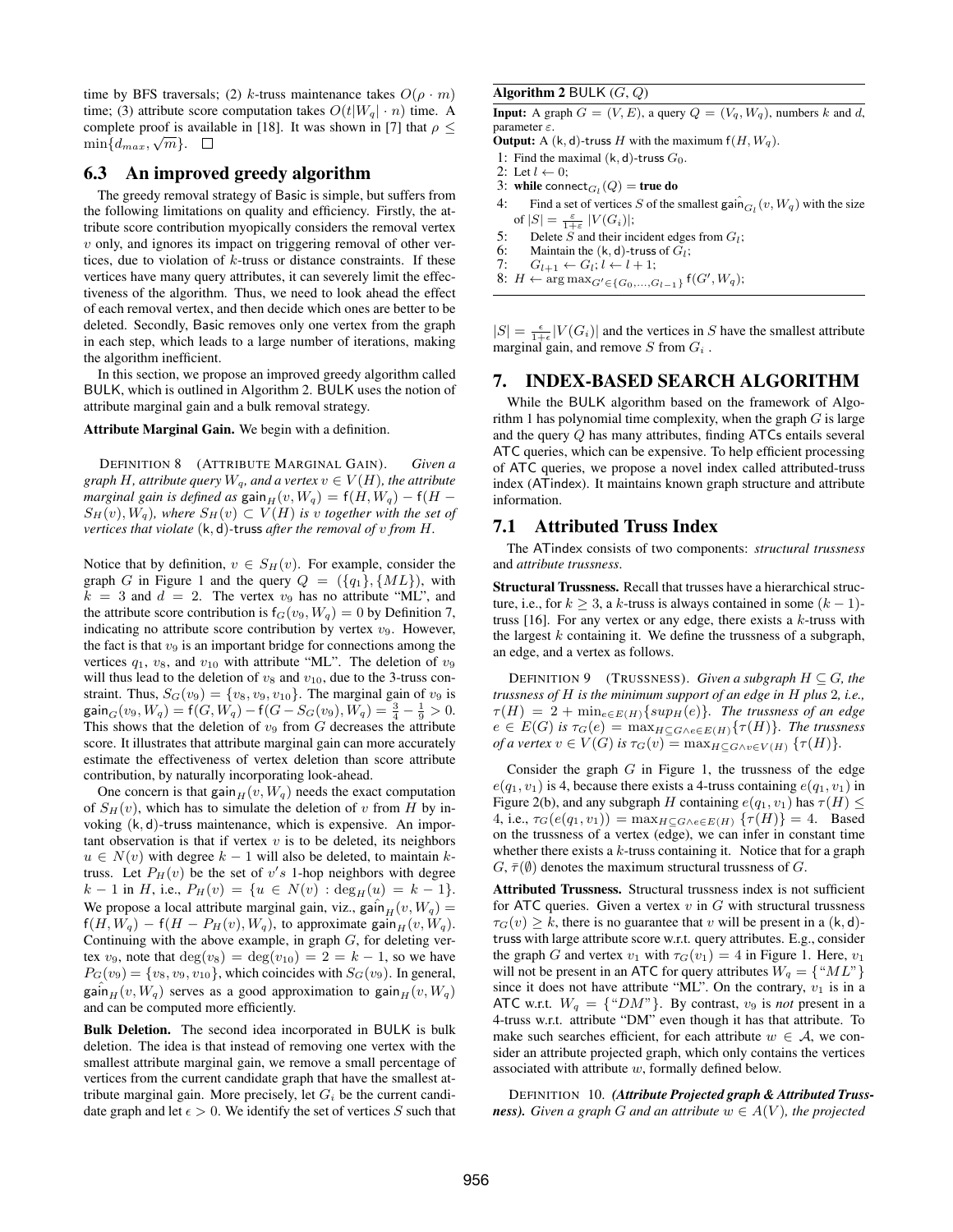time by BFS traversals; (2) $k$-truss maintenance takes $O(\rho \cdot m)$ time; (3) attribute score computation takes $O(t|W_q| \cdot n)$ time. A complete proof is available in [18]. It was shown in [7] that $\rho \leq \min\{d_{max}, \sqrt{m}\}$. □

## 6.3 An improved greedy algorithm

The greedy removal strategy of Basic is simple, but suffers from the following limitations on quality and efficiency. Firstly, the attribute score contribution myopically considers the removal vertex $v$ only, and ignores its impact on triggering removal of other vertices, due to violation of $k$-truss or distance constraints. If these vertices have many query attributes, it can severely limit the effectiveness of the algorithm. Thus, we need to look ahead the effect of each removal vertex, and then decide which ones are better to be deleted. Secondly, Basic removes only one vertex from the graph in each step, which leads to a large number of iterations, making the algorithm inefficient.

In this section, we propose an improved greedy algorithm called BULK, which is outlined in Algorithm 2. BULK uses the notion of attribute marginal gain and a bulk removal strategy.

**Attribute Marginal Gain.** We begin with a definition.

DEFINITION 8 (ATTRIBUTE MARGINAL GAIN). *Given a graph $H$, attribute query $W_q$, and a vertex $v \in V(H)$, the attribute marginal gain is defined as $\mathsf{gain}_H(v, W_q) = \mathsf{f}(H, W_q) - \mathsf{f}(H - S_H(v), W_q)$, where $S_H(v) \subset V(H)$ is $v$ together with the set of vertices that violate (k, d)-truss after the removal of $v$ from $H$.*

Notice that by definition, $v \in S_H(v)$. For example, consider the graph $G$ in Figure 1 and the query $Q = (\{q_1\}, \{ML\})$, with $k = 3$ and $d = 2$. The vertex $v_9$ has no attribute "ML", and the attribute score contribution is $\mathsf{f}_G(v_9, W_q) = 0$ by Definition 7, indicating no attribute score contribution by vertex $v_9$. However, the fact is that $v_9$ is an important bridge for connections among the vertices $q_1$, $v_8$, and $v_{10}$ with attribute "ML". The deletion of $v_9$ will thus lead to the deletion of $v_8$ and $v_{10}$, due to the 3-truss constraint. Thus, $S_G(v_9) = \{v_8, v_9, v_{10}\}$. The marginal gain of $v_9$ is $\mathsf{gain}_G(v_9, W_q) = \mathsf{f}(G, W_q) - \mathsf{f}(G - S_G(v_9), W_q) = \frac{3}{4} - \frac{1}{9} > 0$. This shows that the deletion of $v_9$ from $G$ decreases the attribute score. It illustrates that attribute marginal gain can more accurately estimate the effectiveness of vertex deletion than score attribute contribution, by naturally incorporating look-ahead.

One concern is that $\mathsf{gain}_H(v, W_q)$ needs the exact computation of $S_H(v)$, which has to simulate the deletion of $v$ from $H$ by invoking (k, d)-truss maintenance, which is expensive. An important observation is that if vertex $v$ is to be deleted, its neighbors $u \in N(v)$ with degree $k - 1$ will also be deleted, to maintain $k$-truss. Let $P_H(v)$ be the set of $v$'s 1-hop neighbors with degree $k - 1$ in $H$, i.e., $P_H(v) = \{u \in N(v) : \deg_H(u) = k - 1\}$. We propose a local attribute marginal gain, viz., $\hat{\mathsf{gain}}_H(v, W_q) = \mathsf{f}(H, W_q) - \mathsf{f}(H - P_H(v), W_q)$, to approximate $\mathsf{gain}_H(v, W_q)$. Continuing with the above example, in graph $G$, for deleting vertex $v_9$, note that $\deg(v_8) = \deg(v_{10}) = 2 = k - 1$, so we have $P_G(v_9) = \{v_8, v_9, v_{10}\}$, which coincides with $S_G(v_9)$. In general, $\hat{\mathsf{gain}}_H(v, W_q)$ serves as a good approximation to $\mathsf{gain}_H(v, W_q)$ and can be computed more efficiently.

**Bulk Deletion.** The second idea incorporated in BULK is bulk deletion. The idea is that instead of removing one vertex with the smallest attribute marginal gain, we remove a small percentage of vertices from the current candidate graph that have the smallest attribute marginal gain. More precisely, let $G_i$ be the current candidate graph and let $\epsilon > 0$. We identify the set of vertices $S$ such that $|S| = \frac{\epsilon}{1+\epsilon}|V(G_i)|$ and the vertices in $S$ have the smallest attribute marginal gain, and remove $S$ from $G_i$.

**Algorithm 2** BULK $(G, Q)$

**Input:** A graph $G = (V, E)$, a query $Q = (V_q, W_q)$, numbers $k$ and $d$, parameter $\varepsilon$.
**Output:** A (k, d)-truss $H$ with the maximum $\mathsf{f}(H, W_q)$.

```
1: Find the maximal (k, d)-truss G_0.
2: Let l ← 0;
3: while connect_{G_l}(Q) = true do
4:     Find a set of vertices S of the smallest gain^_{G_l}(v, W_q) with the size
       of |S| = ε/(1+ε) |V(G_i)|;
5:     Delete S and their incident edges from G_l;
6:     Maintain the (k, d)-truss of G_l;
7:     G_{l+1} ← G_l; l ← l + 1;
8: H ← arg max_{G' ∈ {G_0,...,G_{l-1}}} f(G', W_q);
```

## 7. INDEX-BASED SEARCH ALGORITHM

While the BULK algorithm based on the framework of Algorithm 1 has polynomial time complexity, when the graph $G$ is large and the query $Q$ has many attributes, finding ATCs entails several ATC queries, which can be expensive. To help efficient processing of ATC queries, we propose a novel index called attributed-truss index (ATindex). It maintains known graph structure and attribute information.

### 7.1 Attributed Truss Index

The ATindex consists of two components: *structural trussness* and *attribute trussness*.

**Structural Trussness.** Recall that trusses have a hierarchical structure, i.e., for $k \geq 3$, a $k$-truss is always contained in some $(k-1)$-truss [16]. For any vertex or any edge, there exists a $k$-truss with the largest $k$ containing it. We define the trussness of a subgraph, an edge, and a vertex as follows.

DEFINITION 9 (TRUSSNESS). *Given a subgraph $H \subseteq G$, the trussness of $H$ is the minimum support of an edge in $H$ plus 2, i.e., $\tau(H) = 2 + \min_{e \in E(H)}\{sup_H(e)\}$. The trussness of an edge $e \in E(G)$ is $\tau_G(e) = \max_{H \subseteq G \wedge e \in E(H)}\{\tau(H)\}$. The trussness of a vertex $v \in V(G)$ is $\tau_G(v) = \max_{H \subseteq G \wedge v \in V(H)}\{\tau(H)\}$.*

Consider the graph $G$ in Figure 1, the trussness of the edge $e(q_1, v_1)$ is 4, because there exists a 4-truss containing $e(q_1, v_1)$ in Figure 2(b), and any subgraph $H$ containing $e(q_1, v_1)$ has $\tau(H) \leq 4$, i.e., $\tau_G(e(q_1, v_1)) = \max_{H \subseteq G \wedge e \in E(H)}\{\tau(H)\} = 4$. Based on the trussness of a vertex (edge), we can infer in constant time whether there exists a $k$-truss containing it. Notice that for a graph $G$, $\bar{\tau}(\emptyset)$ denotes the maximum structural trussness of $G$.

**Attributed Trussness.** Structural trussness index is not sufficient for ATC queries. Given a vertex $v$ in $G$ with structural trussness $\tau_G(v) \geq k$, there is no guarantee that $v$ will be present in a (k, d)-truss with large attribute score w.r.t. query attributes. E.g., consider the graph $G$ and vertex $v_1$ with $\tau_G(v_1) = 4$ in Figure 1. Here, $v_1$ will not be present in an ATC for query attributes $W_q = \{\text{"}ML\text{"}\}$ since it does not have attribute "ML". On the contrary, $v_1$ is in a ATC w.r.t. $W_q = \{\text{"}DM\text{"}\}$. By contrast, $v_9$ is *not* present in a 4-truss w.r.t. attribute "DM" even though it has that attribute. To make such searches efficient, for each attribute $w \in \mathcal{A}$, we consider an attribute projected graph, which only contains the vertices associated with attribute $w$, formally defined below.

DEFINITION 10. ***(Attribute Projected graph & Attributed Trussness).*** *Given a graph $G$ and an attribute $w \in A(V)$, the projected*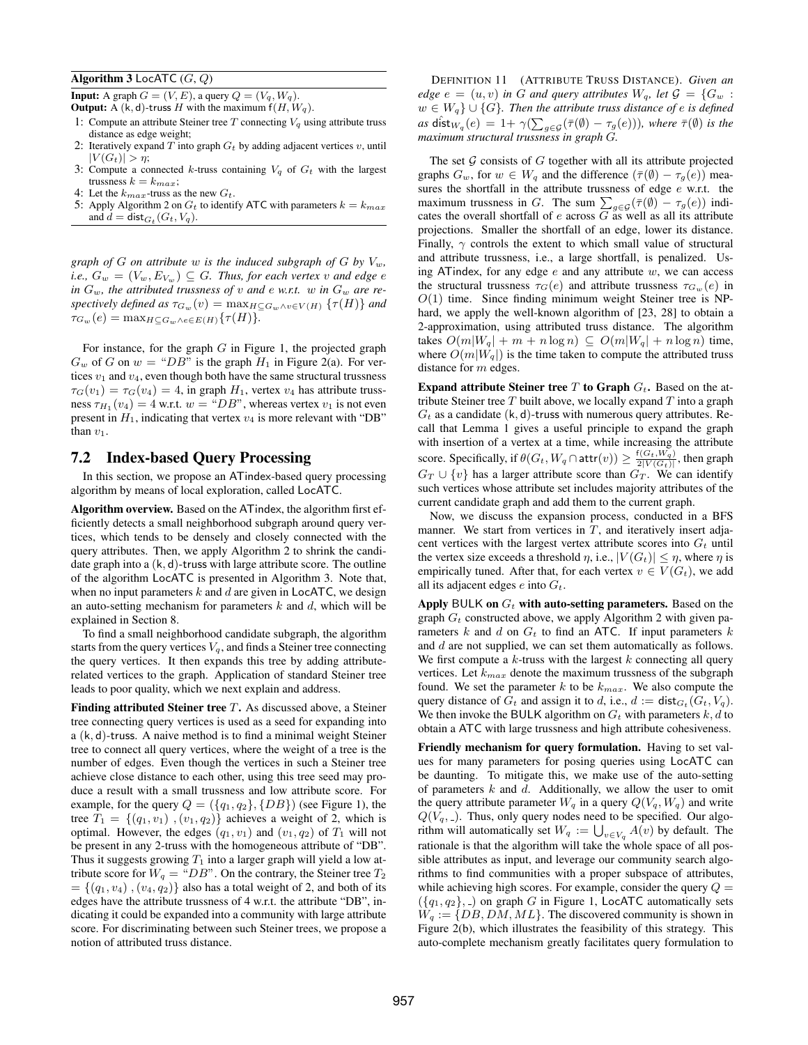**Algorithm 3** LocATC $(G, Q)$

**Input:** A graph $G = (V, E)$, a query $Q = (V_q, W_q)$.
**Output:** A (k, d)-truss $H$ with the maximum $\mathsf{f}(H, W_q)$.

1: Compute an attribute Steiner tree $T$ connecting $V_q$ using attribute truss distance as edge weight;
2: Iteratively expand $T$ into graph $G_t$ by adding adjacent vertices $v$, until $|V(G_t)| > \eta$;
3: Compute a connected $k$-truss containing $V_q$ of $G_t$ with the largest trussness $k = k_{max}$;
4: Let the $k_{max}$-truss as the new $G_t$.
5: Apply Algorithm 2 on $G_t$ to identify ATC with parameters $k = k_{max}$ and $d = \mathsf{dist}_{G_t}(G_t, V_q)$.

*graph of $G$ on attribute $w$ is the induced subgraph of $G$ by $V_w$, i.e., $G_w = (V_w, E_{V_w}) \subseteq G$. Thus, for each vertex $v$ and edge $e$ in $G_w$, the attributed trussness of $v$ and $e$ w.r.t. $w$ in $G_w$ are respectively defined as $\tau_{G_w}(v) = \max_{H \subseteq G_w \wedge v \in V(H)} \{\tau(H)\}$ and $\tau_{G_w}(e) = \max_{H \subseteq G_w \wedge e \in E(H)} \{\tau(H)\}$.*

For instance, for the graph $G$ in Figure 1, the projected graph $G_w$ of $G$ on $w$ = "$DB$" is the graph $H_1$ in Figure 2(a). For vertices $v_1$ and $v_4$, even though both have the same structural trussness $\tau_G(v_1) = \tau_G(v_4) = 4$, in graph $H_1$, vertex $v_4$ has attribute trussness $\tau_{H_1}(v_4) = 4$ w.r.t. $w$ = "$DB$", whereas vertex $v_1$ is not even present in $H_1$, indicating that vertex $v_4$ is more relevant with "DB" than $v_1$.

## 7.2 Index-based Query Processing

In this section, we propose an ATindex-based query processing algorithm by means of local exploration, called LocATC.

**Algorithm overview.** Based on the ATindex, the algorithm first efficiently detects a small neighborhood subgraph around query vertices, which tends to be densely and closely connected with the query attributes. Then, we apply Algorithm 2 to shrink the candidate graph into a (k, d)-truss with large attribute score. The outline of the algorithm LocATC is presented in Algorithm 3. Note that, when no input parameters $k$ and $d$ are given in LocATC, we design an auto-setting mechanism for parameters $k$ and $d$, which will be explained in Section 8.

To find a small neighborhood candidate subgraph, the algorithm starts from the query vertices $V_q$, and finds a Steiner tree connecting the query vertices. It then expands this tree by adding attribute-related vertices to the graph. Application of standard Steiner tree leads to poor quality, which we next explain and address.

**Finding attributed Steiner tree $T$.** As discussed above, a Steiner tree connecting query vertices is used as a seed for expanding into a (k, d)-truss. A naive method is to find a minimal weight Steiner tree to connect all query vertices, where the weight of a tree is the number of edges. Even though the vertices in such a Steiner tree achieve close distance to each other, using this tree seed may produce a result with a small trussness and low attribute score. For example, for the query $Q = (\{q_1, q_2\}, \{DB\})$ (see Figure 1), the tree $T_1 = \{(q_1, v_1), (v_1, q_2)\}$ achieves a weight of 2, which is optimal. However, the edges $(q_1, v_1)$ and $(v_1, q_2)$ of $T_1$ will not be present in any 2-truss with the homogeneous attribute of "DB". Thus it suggests growing $T_1$ into a larger graph will yield a low attribute score for $W_q$ = "$DB$". On the contrary, the Steiner tree $T_2 = \{(q_1, v_4), (v_4, q_2)\}$ also has a total weight of 2, and both of its edges have the attribute trussness of 4 w.r.t. the attribute "DB", indicating it could be expanded into a community with large attribute score. For discriminating between such Steiner trees, we propose a notion of attributed truss distance.

DEFINITION 11 (ATTRIBUTE TRUSS DISTANCE). *Given an edge $e = (u, v)$ in $G$ and query attributes $W_q$, let $\mathcal{G} = \{G_w : w \in W_q\} \cup \{G\}$. Then the attribute truss distance of $e$ is defined as $\hat{\mathsf{dist}}_{W_q}(e) = 1 + \gamma(\sum_{g \in \mathcal{G}}(\bar{\tau}(\emptyset) - \tau_g(e)))$, where $\bar{\tau}(\emptyset)$ is the maximum structural trussness in graph $G$.*

The set $\mathcal{G}$ consists of $G$ together with all its attribute projected graphs $G_w$, for $w \in W_q$ and the difference $(\bar{\tau}(\emptyset) - \tau_g(e))$ measures the shortfall in the attribute trussness of edge $e$ w.r.t. the maximum trussness in $G$. The sum $\sum_{g \in \mathcal{G}}(\bar{\tau}(\emptyset) - \tau_g(e))$ indicates the overall shortfall of $e$ across $G$ as well as all its attribute projections. Smaller the shortfall of an edge, lower its distance. Finally, $\gamma$ controls the extent to which small value of structural and attribute trussness, i.e., a large shortfall, is penalized. Using ATindex, for any edge $e$ and any attribute $w$, we can access the structural trussness $\tau_G(e)$ and attribute trussness $\tau_{G_w}(e)$ in $O(1)$ time. Since finding minimum weight Steiner tree is NP-hard, we apply the well-known algorithm of [23, 28] to obtain a 2-approximation, using attributed truss distance. The algorithm takes $O(m|W_q| + m + n\log n) \subseteq O(m|W_q| + n\log n)$ time, where $O(m|W_q|)$ is the time taken to compute the attributed truss distance for $m$ edges.

**Expand attribute Steiner tree $T$ to Graph $G_t$.** Based on the attribute Steiner tree $T$ built above, we locally expand $T$ into a graph $G_t$ as a candidate (k, d)-truss with numerous query attributes. Recall that Lemma 1 gives a useful principle to expand the graph with insertion of a vertex at a time, while increasing the attribute score. Specifically, if $\theta(G_t, W_q \cap \mathsf{attr}(v)) \geq \frac{\mathsf{f}(G_t, W_q)}{2|V(G_t)|}$, then graph $G_T \cup \{v\}$ has a larger attribute score than $G_T$. We can identify such vertices whose attribute set includes majority attributes of the current candidate graph and add them to the current graph.

Now, we discuss the expansion process, conducted in a BFS manner. We start from vertices in $T$, and iteratively insert adjacent vertices with the largest vertex attribute scores into $G_t$ until the vertex size exceeds a threshold $\eta$, i.e., $|V(G_t)| \leq \eta$, where $\eta$ is empirically tuned. After that, for each vertex $v \in V(G_t)$, we add all its adjacent edges $e$ into $G_t$.

**Apply BULK on $G_t$ with auto-setting parameters.** Based on the graph $G_t$ constructed above, we apply Algorithm 2 with given parameters $k$ and $d$ on $G_t$ to find an ATC. If input parameters $k$ and $d$ are not supplied, we can set them automatically as follows. We first compute a $k$-truss with the largest $k$ connecting all query vertices. Let $k_{max}$ denote the maximum trussness of the subgraph found. We set the parameter $k$ to be $k_{max}$. We also compute the query distance of $G_t$ and assign it to $d$, i.e., $d := \mathsf{dist}_{G_t}(G_t, V_q)$. We then invoke the BULK algorithm on $G_t$ with parameters $k, d$ to obtain a ATC with large trussness and high attribute cohesiveness.

**Friendly mechanism for query formulation.** Having to set values for many parameters for posing queries using LocATC can be daunting. To mitigate this, we make use of the auto-setting of parameters $k$ and $d$. Additionally, we allow the user to omit the query attribute parameter $W_q$ in a query $Q(V_q, W_q)$ and write $Q(V_q, \_)$. Thus, only query nodes need to be specified. Our algorithm will automatically set $W_q := \bigcup_{v \in V_q} A(v)$ by default. The rationale is that the algorithm will take the whole space of all possible attributes as input, and leverage our community search algorithms to find communities with a proper subspace of attributes, while achieving high scores. For example, consider the query $Q = (\{q_1, q_2\}, \_)$ on graph $G$ in Figure 1, LocATC automatically sets $W_q := \{DB, DM, ML\}$. The discovered community is shown in Figure 2(b), which illustrates the feasibility of this strategy. This auto-complete mechanism greatly facilitates query formulation to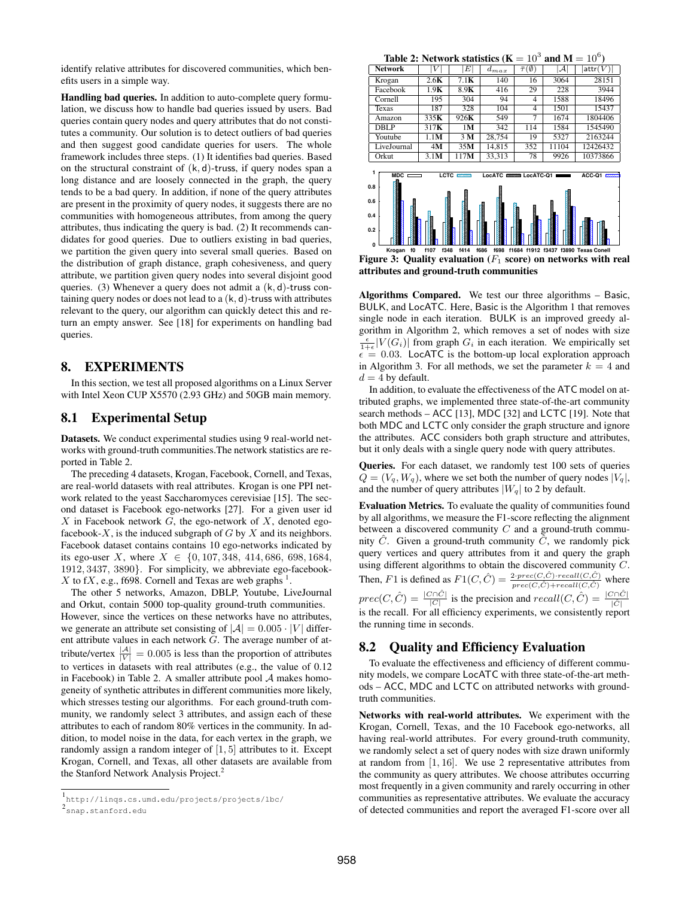identify relative attributes for discovered communities, which benefits users in a simple way.

**Handling bad queries.** In addition to auto-complete query formulation, we discuss how to handle bad queries issued by users. Bad queries contain query nodes and query attributes that do not constitutes a community. Our solution is to detect outliers of bad queries and then suggest good candidate queries for users. The whole framework includes three steps. (1) It identifies bad queries. Based on the structural constraint of (k, d)-truss, if query nodes span a long distance and are loosely connected in the graph, the query tends to be a bad query. In addition, if none of the query attributes are present in the proximity of query nodes, it suggests there are no communities with homogeneous attributes, from among the query attributes, thus indicating the query is bad. (2) It recommends candidates for good queries. Due to outliers existing in bad queries, we partition the given query into several small queries. Based on the distribution of graph distance, graph cohesiveness, and query attribute, we partition given query nodes into several disjoint good queries. (3) Whenever a query does not admit a (k, d)-truss containing query nodes or does not lead to a (k, d)-truss with attributes relevant to the query, our algorithm can quickly detect this and return an empty answer. See [18] for experiments on handling bad queries.

## 8. EXPERIMENTS

In this section, we test all proposed algorithms on a Linux Server with Intel Xeon CUP X5570 (2.93 GHz) and 50GB main memory.

### 8.1 Experimental Setup

**Datasets.** We conduct experimental studies using 9 real-world networks with ground-truth communities.The network statistics are reported in Table 2.

The preceding 4 datasets, Krogan, Facebook, Cornell, and Texas, are real-world datasets with real attributes. Krogan is one PPI network related to the yeast Saccharomyces cerevisiae [15]. The second dataset is Facebook ego-networks [27]. For a given user id $X$ in Facebook network $G$, the ego-network of $X$, denoted ego-facebook-$X$, is the induced subgraph of $G$ by $X$ and its neighbors. Facebook dataset contains contains 10 ego-networks indicated by its ego-user $X$, where $X \in \{0, 107, 348, 414, 686, 698, 1684, 1912, 3437, 3890\}$. For simplicity, we abbreviate ego-facebook-$X$ to f$X$, e.g., f698. Cornell and Texas are web graphs [1].

The other 5 networks, Amazon, DBLP, Youtube, LiveJournal and Orkut, contain 5000 top-quality ground-truth communities. However, since the vertices on these networks have no attributes, we generate an attribute set consisting of $|\mathcal{A}| = 0.005 \cdot |V|$ different attribute values in each network $G$. The average number of attribute/vertex $\frac{|\mathcal{A}|}{|V|} = 0.005$ is less than the proportion of attributes to vertices in datasets with real attributes (e.g., the value of 0.12 in Facebook) in Table 2. A smaller attribute pool $\mathcal{A}$ makes homogeneity of synthetic attributes in different communities more likely, which stresses testing our algorithms. For each ground-truth community, we randomly select 3 attributes, and assign each of these attributes to each of random 80% vertices in the community. In addition, to model noise in the data, for each vertex in the graph, we randomly assign a random integer of $[1, 5]$ attributes to it. Except Krogan, Cornell, and Texas, all other datasets are available from the Stanford Network Analysis Project.[2]

[1] http://linqs.cs.umd.edu/projects/projects/lbc/

[2] snap.stanford.edu

**Table 2: Network statistics (K $= 10^3$ and M $= 10^6$)**

| Network | $\|V\|$ | $\|E\|$ | $d_{max}$ | $\tau(\emptyset)$ | $\|\mathcal{A}\|$ | $\|\mathsf{attr}(V)\|$ |
|---|---|---|---|---|---|---|
| Krogan | 2.6**K** | 7.1**K** | 140 | 16 | 3064 | 28151 |
| Facebook | 1.9**K** | 8.9**K** | 416 | 29 | 228 | 3944 |
| Cornell | 195 | 304 | 94 | 4 | 1588 | 18496 |
| Texas | 187 | 328 | 104 | 4 | 1501 | 15437 |
| Amazon | 335**K** | 926**K** | 549 | 7 | 1674 | 1804406 |
| DBLP | 317**K** | 1M | 342 | 114 | 1584 | 1545490 |
| Youtube | 1.1**M** | 3 **M** | 28,754 | 19 | 5327 | 2163244 |
| LiveJournal | 4**M** | 35**M** | 14,815 | 352 | 11104 | 12426432 |
| Orkut | 3.1**M** | 117**M** | 33,313 | 78 | 9926 | 10373866 |

**Figure 3: Quality evaluation ($F_1$ score) on networks with real attributes and ground-truth communities**

**Algorithms Compared.** We test our three algorithms – Basic, BULK, and LocATC. Here, Basic is the Algorithm 1 that removes single node in each iteration. BULK is an improved greedy algorithm in Algorithm 2, which removes a set of nodes with size $\frac{\epsilon}{1+\epsilon}|V(G_i)|$ from graph $G_i$ in each iteration. We empirically set $\epsilon = 0.03$. LocATC is the bottom-up local exploration approach in Algorithm 3. For all methods, we set the parameter $k = 4$ and $d = 4$ by default.

In addition, to evaluate the effectiveness of the ATC model on attributed graphs, we implemented three state-of-the-art community search methods – ACC [13], MDC [32] and LCTC [19]. Note that both MDC and LCTC only consider the graph structure and ignore the attributes. ACC considers both graph structure and attributes, but it only deals with a single query node with query attributes.

**Queries.** For each dataset, we randomly test 100 sets of queries $Q = (V_q, W_q)$, where we set both the number of query nodes $|V_q|$, and the number of query attributes $|W_q|$ to 2 by default.

**Evaluation Metrics.** To evaluate the quality of communities found by all algorithms, we measure the F1-score reflecting the alignment between a discovered community $C$ and a ground-truth community $\hat{C}$. Given a ground-truth community $\hat{C}$, we randomly pick query vertices and query attributes from it and query the graph using different algorithms to obtain the discovered community $C$. Then, $F1$ is defined as $F1(C, \hat{C}) = \frac{2 \cdot prec(C,\hat{C}) \cdot recall(C,\hat{C})}{prec(C,\hat{C}) + recall(C,\hat{C})}$ where $prec(C, \hat{C}) = \frac{|C \cap \hat{C}|}{|C|}$ is the precision and $recall(C, \hat{C}) = \frac{|C \cap \hat{C}|}{|\hat{C}|}$ is the recall. For all efficiency experiments, we consistently report the running time in seconds.

### 8.2 Quality and Efficiency Evaluation

To evaluate the effectiveness and efficiency of different community models, we compare LocATC with three state-of-the-art methods – ACC, MDC and LCTC on attributed networks with ground-truth communities.

**Networks with real-world attributes.** We experiment with the Krogan, Cornell, Texas, and the 10 Facebook ego-networks, all having real-world attributes. For every ground-truth community, we randomly select a set of query nodes with size drawn uniformly at random from $[1, 16]$. We use 2 representative attributes from the community as query attributes. We choose attributes occurring most frequently in a given community and rarely occurring in other communities as representative attributes. We evaluate the accuracy of detected communities and report the averaged F1-score over all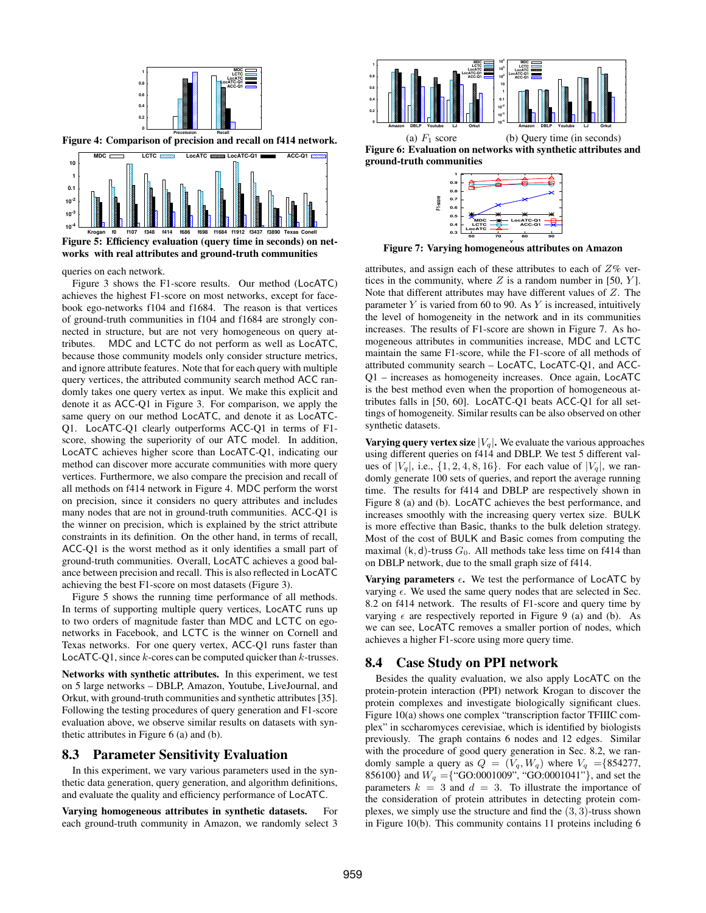Figure 4: Comparison of precision and recall on f414 network.

Figure 5: Efficiency evaluation (query time in seconds) on networks with real attributes and ground-truth communities

queries on each network.

Figure 3 shows the F1-score results. Our method (LocATC) achieves the highest F1-score on most networks, except for facebook ego-networks f104 and f1684. The reason is that vertices of ground-truth communities in f104 and f1684 are strongly connected in structure, but are not very homogeneous on query attributes. MDC and LCTC do not perform as well as LocATC, because those community models only consider structure metrics, and ignore attribute features. Note that for each query with multiple query vertices, the attributed community search method ACC randomly takes one query vertex as input. We make this explicit and denote it as ACC-Q1 in Figure 3. For comparison, we apply the same query on our method LocATC, and denote it as LocATC-Q1. LocATC-Q1 clearly outperforms ACC-Q1 in terms of F1-score, showing the superiority of our ATC model. In addition, LocATC achieves higher score than LocATC-Q1, indicating our method can discover more accurate communities with more query vertices. Furthermore, we also compare the precision and recall of all methods on f414 network in Figure 4. MDC perform the worst on precision, since it considers no query attributes and includes many nodes that are not in ground-truth communities. ACC-Q1 is the winner on precision, which is explained by the strict attribute constraints in its definition. On the other hand, in terms of recall, ACC-Q1 is the worst method as it only identifies a small part of ground-truth communities. Overall, LocATC achieves a good balance between precision and recall. This is also reflected in LocATC achieving the best F1-score on most datasets (Figure 3).

Figure 5 shows the running time performance of all methods. In terms of supporting multiple query vertices, LocATC runs up to two orders of magnitude faster than MDC and LCTC on ego-networks in Facebook, and LCTC is the winner on Cornell and Texas networks. For one query vertex, ACC-Q1 runs faster than LocATC-Q1, since $k$-cores can be computed quicker than $k$-trusses.

**Networks with synthetic attributes.** In this experiment, we test on 5 large networks – DBLP, Amazon, Youtube, LiveJournal, and Orkut, with ground-truth communities and synthetic attributes [35]. Following the testing procedures of query generation and F1-score evaluation above, we observe similar results on datasets with synthetic attributes in Figure 6 (a) and (b).

## 8.3 Parameter Sensitivity Evaluation

In this experiment, we vary various parameters used in the synthetic data generation, query generation, and algorithm definitions, and evaluate the quality and efficiency performance of LocATC.

**Varying homogeneous attributes in synthetic datasets.** For each ground-truth community in Amazon, we randomly select 3

(a) $F_1$ score (b) Query time (in seconds)

Figure 6: Evaluation on networks with synthetic attributes and ground-truth communities

Figure 7: Varying homogeneous attributes on Amazon

attributes, and assign each of these attributes to each of $Z\%$ vertices in the community, where $Z$ is a random number in $[50, Y]$. Note that different attributes may have different values of $Z$. The parameter $Y$ is varied from 60 to 90. As $Y$ is increased, intuitively the level of homogeneity in the network and in its communities increases. The results of F1-score are shown in Figure 7. As homogeneous attributes in communities increase, MDC and LCTC maintain the same F1-score, while the F1-score of all methods of attributed community search – LocATC, LocATC-Q1, and ACC-Q1 – increases as homogeneity increases. Once again, LocATC is the best method even when the proportion of homogeneous attributes falls in $[50, 60]$. LocATC-Q1 beats ACC-Q1 for all settings of homogeneity. Similar results can be also observed on other synthetic datasets.

**Varying query vertex size $|V_q|$.** We evaluate the various approaches using different queries on f414 and DBLP. We test 5 different values of $|V_q|$, i.e., $\{1, 2, 4, 8, 16\}$. For each value of $|V_q|$, we randomly generate 100 sets of queries, and report the average running time. The results for f414 and DBLP are respectively shown in Figure 8 (a) and (b). LocATC achieves the best performance, and increases smoothly with the increasing query vertex size. BULK is more effective than Basic, thanks to the bulk deletion strategy. Most of the cost of BULK and Basic comes from computing the maximal $(\mathsf{k}, \mathsf{d})$-truss $G_0$. All methods take less time on f414 than on DBLP network, due to the small graph size of f414.

**Varying parameters $\epsilon$.** We test the performance of LocATC by varying $\epsilon$. We used the same query nodes that are selected in Sec. 8.2 on f414 network. The results of F1-score and query time by varying $\epsilon$ are respectively reported in Figure 9 (a) and (b). As we can see, LocATC removes a smaller portion of nodes, which achieves a higher F1-score using more query time.

## 8.4 Case Study on PPI network

Besides the quality evaluation, we also apply LocATC on the protein-protein interaction (PPI) network Krogan to discover the protein complexes and investigate biologically significant clues. Figure 10(a) shows one complex "transcription factor TFIIIC complex" in sccharomyces cerevisiae, which is identified by biologists previously. The graph contains 6 nodes and 12 edges. Similar with the procedure of good query generation in Sec. 8.2, we randomly sample a query as $Q = (V_q, W_q)$ where $V_q$ =\{854277, 856100\} and $W_q$ =\{"GO:0001009", "GO:0001041"\}, and set the parameters $k = 3$ and $d = 3$. To illustrate the importance of the consideration of protein attributes in detecting protein complexes, we simply use the structure and find the $(3, 3)$-truss shown in Figure 10(b). This community contains 11 proteins including 6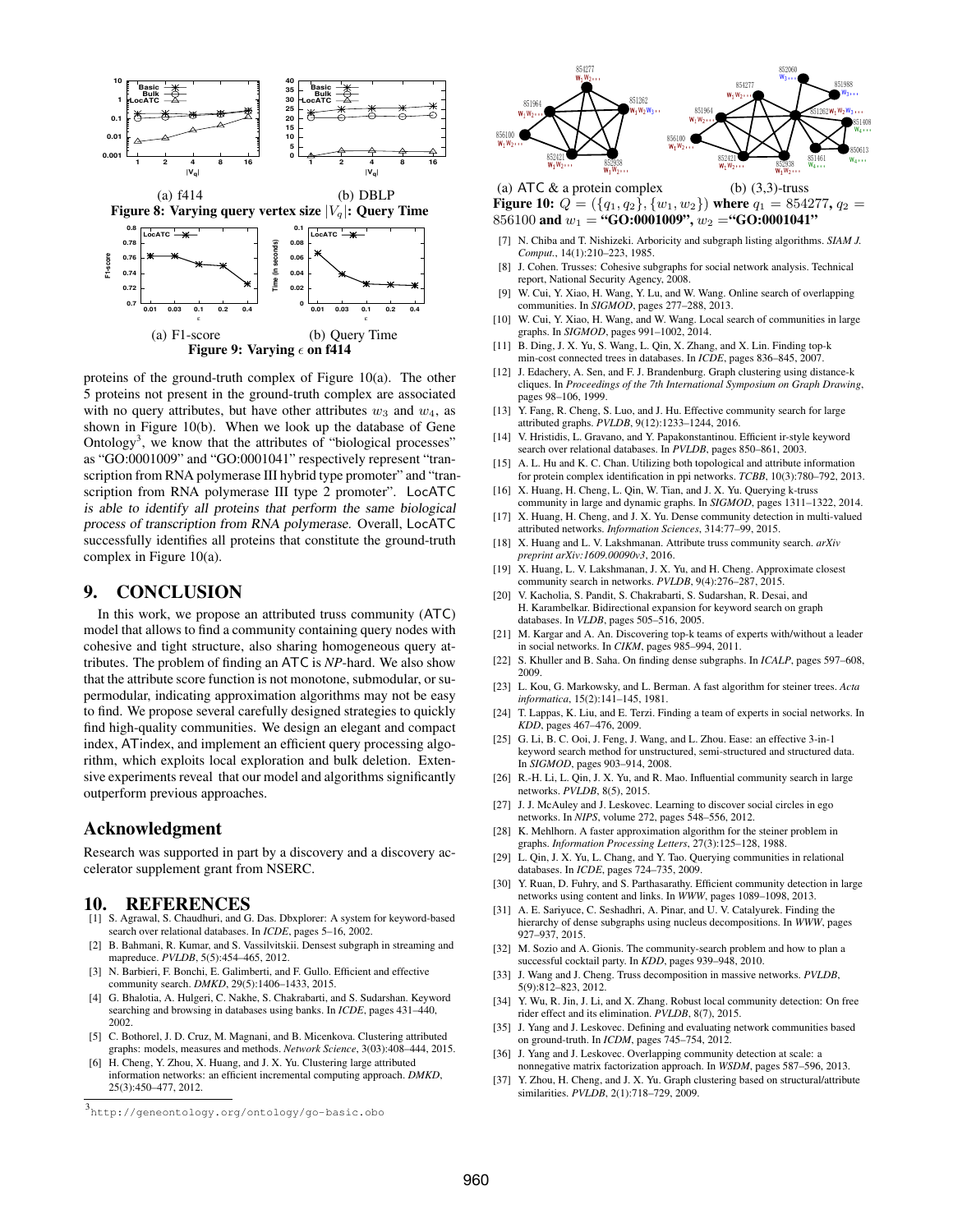Basic
Bulk
LocATC

10
1
0.1
0.01
0.001

1 2 4 8 16
$|V_q|$

(a) f414

Basic
Bulk
LocATC

40
35
30
25
20
15
10
5
0

1 2 4 8 16
$|V_q|$

(b) DBLP

**Figure 8: Varying query vertex size $|V_q|$: Query Time**

LocATC

F1-score

0.8
0.78
0.76
0.74
0.72
0.7

0.01 0.03 0.1 0.2 0.4
ε

(a) F1-score

LocATC

Time (in seconds)

0.1
0.08
0.06
0.04
0.02
0

0.01 0.03 0.1 0.2 0.4
ε

(b) Query Time

**Figure 9: Varying $\epsilon$ on f414**

proteins of the ground-truth complex of Figure 10(a). The other 5 proteins not present in the ground-truth complex are associated with no query attributes, but have other attributes $w_3$ and $w_4$, as shown in Figure 10(b). When we look up the database of Gene Ontology[3], we know that the attributes of "biological processes" as "GO:0001009" and "GO:0001041" respectively represent "transcription from RNA polymerase III hybrid type promoter" and "transcription from RNA polymerase III type 2 promoter". LocATC *is able to identify all proteins that perform the same biological process of transcription from RNA polymerase.* Overall, LocATC successfully identifies all proteins that constitute the ground-truth complex in Figure 10(a).

## 9. CONCLUSION

In this work, we propose an attributed truss community (ATC) model that allows to find a community containing query nodes with cohesive and tight structure, also sharing homogeneous query attributes. The problem of finding an ATC is *NP*-hard. We also show that the attribute score function is not monotone, submodular, or supermodular, indicating approximation algorithms may not be easy to find. We propose several carefully designed strategies to quickly find high-quality communities. We design an elegant and compact index, ATindex, and implement an efficient query processing algorithm, which exploits local exploration and bulk deletion. Extensive experiments reveal that our model and algorithms significantly outperform previous approaches.

## Acknowledgment

Research was supported in part by a discovery and a discovery accelerator supplement grant from NSERC.

## 10. REFERENCES

[1] S. Agrawal, S. Chaudhuri, and G. Das. Dbxplorer: A system for keyword-based search over relational databases. In *ICDE*, pages 5–16, 2002.

[2] B. Bahmani, R. Kumar, and S. Vassilvitskii. Densest subgraph in streaming and mapreduce. *PVLDB*, 5(5):454–465, 2012.

[3] N. Barbieri, F. Bonchi, E. Galimberti, and F. Gullo. Efficient and effective community search. *DMKD*, 29(5):1406–1433, 2015.

[4] G. Bhalotia, A. Hulgeri, C. Nakhe, S. Chakrabarti, and S. Sudarshan. Keyword searching and browsing in databases using banks. In *ICDE*, pages 431–440, 2002.

[5] C. Bothorel, J. D. Cruz, M. Magnani, and B. Micenkova. Clustering attributed graphs: models, measures and methods. *Network Science*, 3(03):408–444, 2015.

[6] H. Cheng, Y. Zhou, X. Huang, and J. X. Yu. Clustering large attributed information networks: an efficient incremental computing approach. *DMKD*, 25(3):450–477, 2012.

[3] http://geneontology.org/ontology/go-basic.obo

854277
$w_1 w_2 \ldots$
851964
$w_1 w_2 \ldots$
851262
$w_1 w_2 w_3 \ldots$
856100
$w_1 w_2 \ldots$
852421
$w_1 w_2 \ldots$
852938
$w_1 w_2 \ldots$

(a) ATC & a protein complex

852060
$w_3 \ldots$
854277
$w_1 w_2 \ldots$
851988
$w_3 \ldots$
851964
$w_1 w_2 \ldots$
851262 $w_1 w_2 w_3 \ldots$
851408
$w_4 \ldots$
856100
$w_1 w_2 \ldots$
850613
$w_4 \ldots$
852421
$w_1 w_2 \ldots$
852938
$w_1 w_2 \ldots$
851461
$w_4 \ldots$

(b) (3,3)-truss

**Figure 10: $Q = (\{q_1, q_2\}, \{w_1, w_2\})$ where $q_1 = 854277$, $q_2 = 856100$ and $w_1 =$ "GO:0001009", $w_2 =$ "GO:0001041"**

[7] N. Chiba and T. Nishizeki. Arboricity and subgraph listing algorithms. *SIAM J. Comput.*, 14(1):210–223, 1985.

[8] J. Cohen. Trusses: Cohesive subgraphs for social network analysis. Technical report, National Security Agency, 2008.

[9] W. Cui, Y. Xiao, H. Wang, Y. Lu, and W. Wang. Online search of overlapping communities. In *SIGMOD*, pages 277–288, 2013.

[10] W. Cui, Y. Xiao, H. Wang, and W. Wang. Local search of communities in large graphs. In *SIGMOD*, pages 991–1002, 2014.

[11] B. Ding, J. X. Yu, S. Wang, L. Qin, X. Zhang, and X. Lin. Finding top-k min-cost connected trees in databases. In *ICDE*, pages 836–845, 2007.

[12] J. Edachery, A. Sen, and F. J. Brandenburg. Graph clustering using distance-k cliques. In *Proceedings of the 7th International Symposium on Graph Drawing*, pages 98–106, 1999.

[13] Y. Fang, R. Cheng, S. Luo, and J. Hu. Effective community search for large attributed graphs. *PVLDB*, 9(12):1233–1244, 2016.

[14] V. Hristidis, L. Gravano, and Y. Papakonstantinou. Efficient ir-style keyword search over relational databases. In *PVLDB*, pages 850–861, 2003.

[15] A. L. Hu and K. C. Chan. Utilizing both topological and attribute information for protein complex identification in ppi networks. *TCBB*, 10(3):780–792, 2013.

[16] X. Huang, H. Cheng, L. Qin, W. Tian, and J. X. Yu. Querying k-truss community in large and dynamic graphs. In *SIGMOD*, pages 1311–1322, 2014.

[17] X. Huang, H. Cheng, and J. X. Yu. Dense community detection in multi-valued attributed networks. *Information Sciences*, 314:77–99, 2015.

[18] X. Huang and L. V. Lakshmanan. Attribute truss community search. *arXiv preprint arXiv:1609.00090v3*, 2016.

[19] X. Huang, L. V. Lakshmanan, J. X. Yu, and H. Cheng. Approximate closest community search in networks. *PVLDB*, 9(4):276–287, 2015.

[20] V. Kacholia, S. Pandit, S. Chakrabarti, S. Sudarshan, R. Desai, and H. Karambelkar. Bidirectional expansion for keyword search on graph databases. In *VLDB*, pages 505–516, 2005.

[21] M. Kargar and A. An. Discovering top-k teams of experts with/without a leader in social networks. In *CIKM*, pages 985–994, 2011.

[22] S. Khuller and B. Saha. On finding dense subgraphs. In *ICALP*, pages 597–608, 2009.

[23] L. Kou, G. Markowsky, and L. Berman. A fast algorithm for steiner trees. *Acta informatica*, 15(2):141–145, 1981.

[24] T. Lappas, K. Liu, and E. Terzi. Finding a team of experts in social networks. In *KDD*, pages 467–476, 2009.

[25] G. Li, B. C. Ooi, J. Feng, J. Wang, and L. Zhou. Ease: an effective 3-in-1 keyword search method for unstructured, semi-structured and structured data. In *SIGMOD*, pages 903–914, 2008.

[26] R.-H. Li, L. Qin, J. X. Yu, and R. Mao. Influential community search in large networks. *PVLDB*, 8(5), 2015.

[27] J. J. McAuley and J. Leskovec. Learning to discover social circles in ego networks. In *NIPS*, volume 272, pages 548–556, 2012.

[28] K. Mehlhorn. A faster approximation algorithm for the steiner problem in graphs. *Information Processing Letters*, 27(3):125–128, 1988.

[29] L. Qin, J. X. Yu, L. Chang, and Y. Tao. Querying communities in relational databases. In *ICDE*, pages 724–735, 2009.

[30] Y. Ruan, D. Fuhry, and S. Parthasarathy. Efficient community detection in large networks using content and links. In *WWW*, pages 1089–1098, 2013.

[31] A. E. Sariyuce, C. Seshadhri, A. Pinar, and U. V. Catalyurek. Finding the hierarchy of dense subgraphs using nucleus decompositions. In *WWW*, pages 927–937, 2015.

[32] M. Sozio and A. Gionis. The community-search problem and how to plan a successful cocktail party. In *KDD*, pages 939–948, 2010.

[33] J. Wang and J. Cheng. Truss decomposition in massive networks. *PVLDB*, 5(9):812–823, 2012.

[34] Y. Wu, R. Jin, J. Li, and X. Zhang. Robust local community detection: On free rider effect and its elimination. *PVLDB*, 8(7), 2015.

[35] J. Yang and J. Leskovec. Defining and evaluating network communities based on ground-truth. In *ICDM*, pages 745–754, 2012.

[36] J. Yang and J. Leskovec. Overlapping community detection at scale: a nonnegative matrix factorization approach. In *WSDM*, pages 587–596, 2013.

[37] Y. Zhou, H. Cheng, and J. X. Yu. Graph clustering based on structural/attribute similarities. *PVLDB*, 2(1):718–729, 2009.